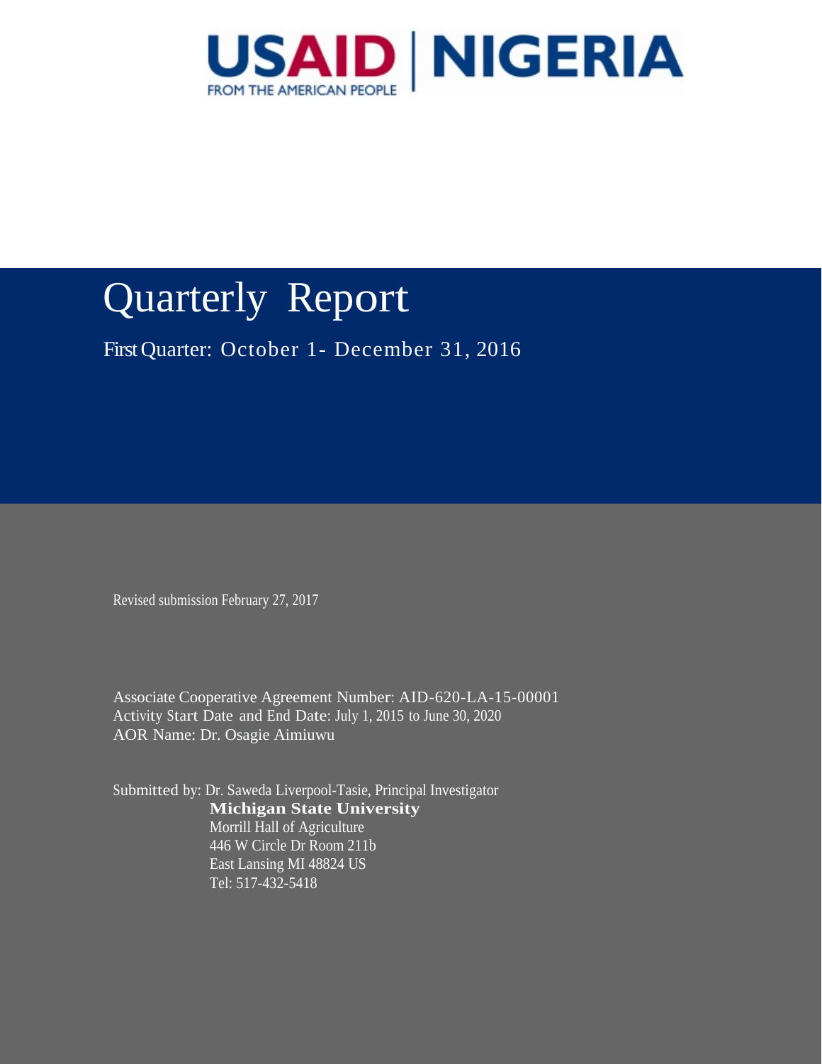USAID | NIGERIA

FROM THE AMERICAN PEOPLE

# Quarterly Report

First Quarter: October 1- December 31, 2016

Revised submission February 27, 2017

Associate Cooperative Agreement Number: AID-620-LA-15-00001
Activity Start Date and End Date: July 1, 2015 to June 30, 2020
AOR Name: Dr. Osagie Aimiuwu

Submitted by: Dr. Saweda Liverpool-Tasie, Principal Investigator
**Michigan State University**
Morrill Hall of Agriculture
446 W Circle Dr Room 211b
East Lansing MI 48824 US
Tel: 517-432-5418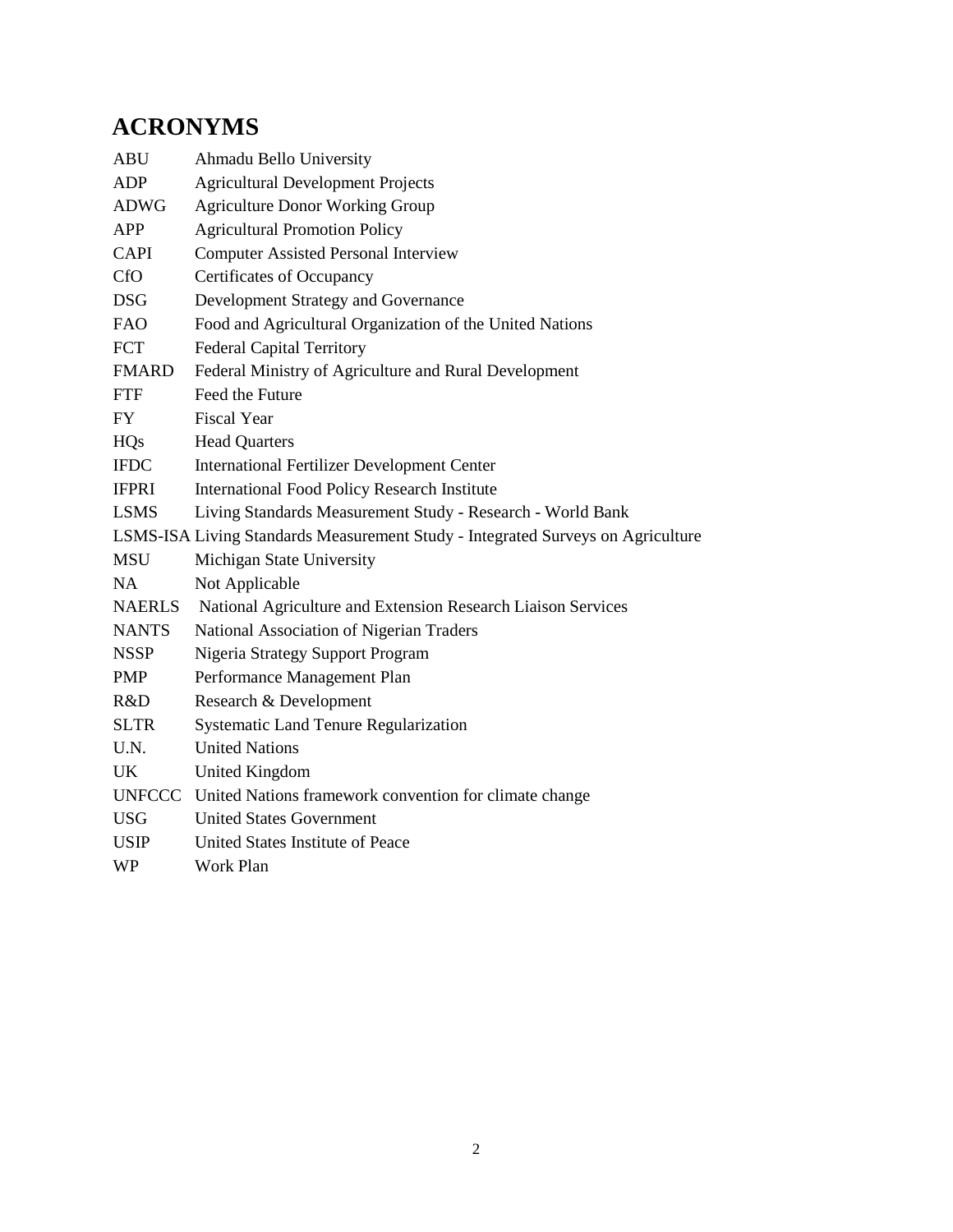# ACRONYMS

| | |
|---|---|
| ABU | Ahmadu Bello University |
| ADP | Agricultural Development Projects |
| ADWG | Agriculture Donor Working Group |
| APP | Agricultural Promotion Policy |
| CAPI | Computer Assisted Personal Interview |
| CfO | Certificates of Occupancy |
| DSG | Development Strategy and Governance |
| FAO | Food and Agricultural Organization of the United Nations |
| FCT | Federal Capital Territory |
| FMARD | Federal Ministry of Agriculture and Rural Development |
| FTF | Feed the Future |
| FY | Fiscal Year |
| HQs | Head Quarters |
| IFDC | International Fertilizer Development Center |
| IFPRI | International Food Policy Research Institute |
| LSMS | Living Standards Measurement Study - Research - World Bank |
| LSMS-ISA | Living Standards Measurement Study - Integrated Surveys on Agriculture |
| MSU | Michigan State University |
| NA | Not Applicable |
| NAERLS | National Agriculture and Extension Research Liaison Services |
| NANTS | National Association of Nigerian Traders |
| NSSP | Nigeria Strategy Support Program |
| PMP | Performance Management Plan |
| R&D | Research & Development |
| SLTR | Systematic Land Tenure Regularization |
| U.N. | United Nations |
| UK | United Kingdom |
| UNFCCC | United Nations framework convention for climate change |
| USG | United States Government |
| USIP | United States Institute of Peace |
| WP | Work Plan |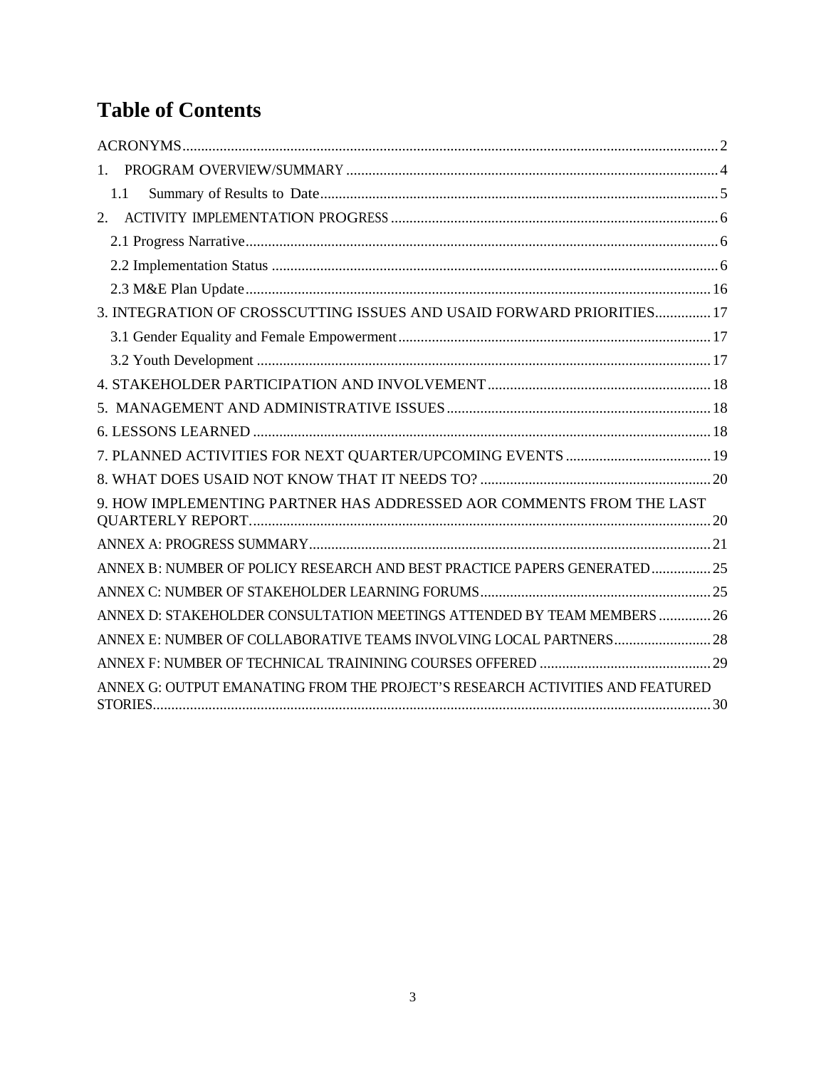# Table of Contents

ACRONYMS ........................................................................................................................................ 2

1. PROGRAM OVERVIEW/SUMMARY ................................................................................................ 4

   1.1 Summary of Results to Date ........................................................................................................ 5

2. ACTIVITY IMPLEMENTATION PROGRESS .................................................................................... 6

   2.1 Progress Narrative ....................................................................................................................... 6

   2.2 Implementation Status ................................................................................................................ 6

   2.3 M&E Plan Update ...................................................................................................................... 16

3. INTEGRATION OF CROSSCUTTING ISSUES AND USAID FORWARD PRIORITIES ............... 17

   3.1 Gender Equality and Female Empowerment .............................................................................. 17

   3.2 Youth Development ................................................................................................................... 17

4. STAKEHOLDER PARTICIPATION AND INVOLVEMENT ............................................................. 18

5. MANAGEMENT AND ADMINISTRATIVE ISSUES ........................................................................ 18

6. LESSONS LEARNED ........................................................................................................................ 18

7. PLANNED ACTIVITIES FOR NEXT QUARTER/UPCOMING EVENTS ....................................... 19

8. WHAT DOES USAID NOT KNOW THAT IT NEEDS TO? .............................................................. 20

9. HOW IMPLEMENTING PARTNER HAS ADDRESSED AOR COMMENTS FROM THE LAST QUARTERLY REPORT. ........................................................................................................................ 20

ANNEX A: PROGRESS SUMMARY ...................................................................................................... 21

ANNEX B: NUMBER OF POLICY RESEARCH AND BEST PRACTICE PAPERS GENERATED ................ 25

ANNEX C: NUMBER OF STAKEHOLDER LEARNING FORUMS .............................................................. 25

ANNEX D: STAKEHOLDER CONSULTATION MEETINGS ATTENDED BY TEAM MEMBERS .............. 26

ANNEX E: NUMBER OF COLLABORATIVE TEAMS INVOLVING LOCAL PARTNERS .......................... 28

ANNEX F: NUMBER OF TECHNICAL TRAINIINING COURSES OFFERED .............................................. 29

ANNEX G: OUTPUT EMANATING FROM THE PROJECT'S RESEARCH ACTIVITIES AND FEATURED STORIES ......................................................................................................................................... 30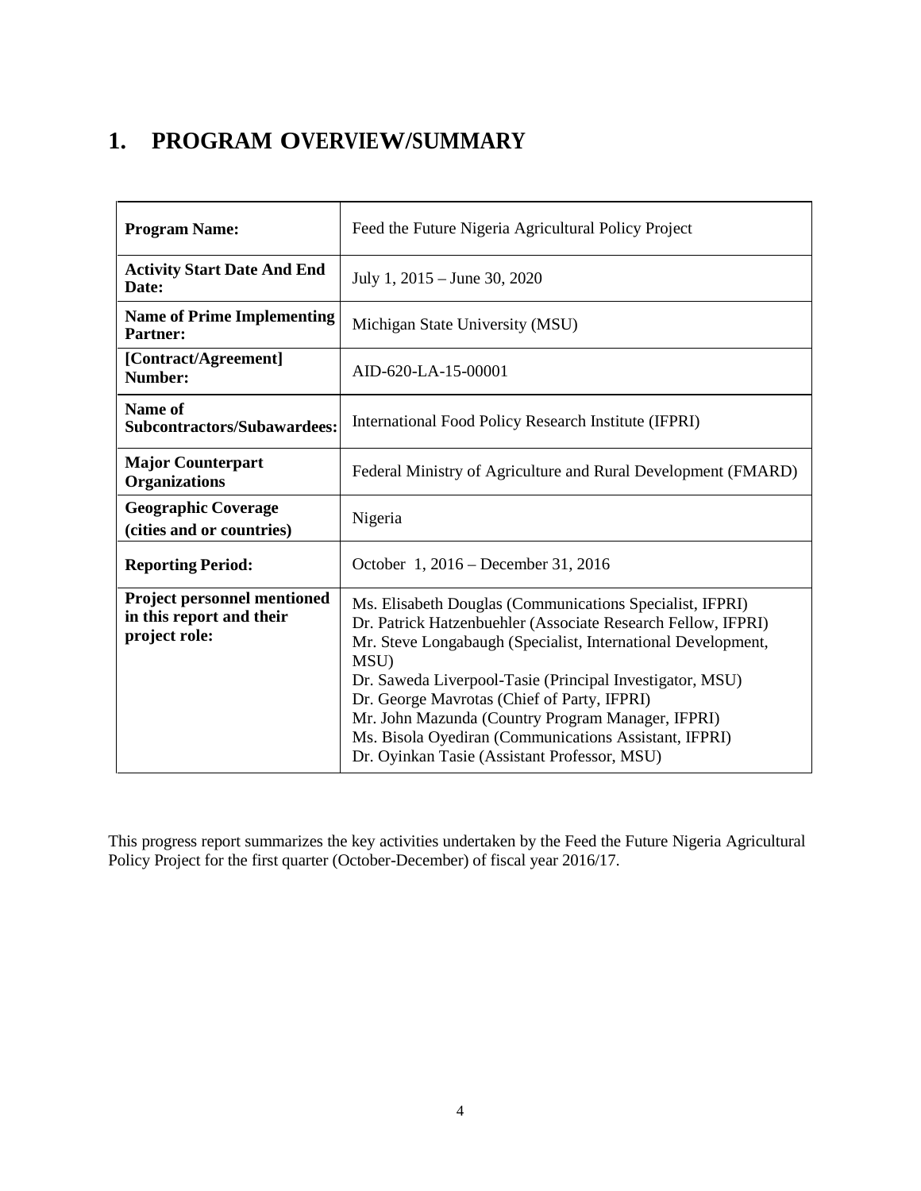# 1. PROGRAM OVERVIEW/SUMMARY

| | |
|---|---|
| **Program Name:** | Feed the Future Nigeria Agricultural Policy Project |
| **Activity Start Date And End Date:** | July 1, 2015 – June 30, 2020 |
| **Name of Prime Implementing Partner:** | Michigan State University (MSU) |
| **[Contract/Agreement] Number:** | AID-620-LA-15-00001 |
| **Name of Subcontractors/Subawardees:** | International Food Policy Research Institute (IFPRI) |
| **Major Counterpart Organizations** | Federal Ministry of Agriculture and Rural Development (FMARD) |
| **Geographic Coverage (cities and or countries)** | Nigeria |
| **Reporting Period:** | October 1, 2016 – December 31, 2016 |
| **Project personnel mentioned in this report and their project role:** | Ms. Elisabeth Douglas (Communications Specialist, IFPRI)<br>Dr. Patrick Hatzenbuehler (Associate Research Fellow, IFPRI)<br>Mr. Steve Longabaugh (Specialist, International Development, MSU)<br>Dr. Saweda Liverpool-Tasie (Principal Investigator, MSU)<br>Dr. George Mavrotas (Chief of Party, IFPRI)<br>Mr. John Mazunda (Country Program Manager, IFPRI)<br>Ms. Bisola Oyediran (Communications Assistant, IFPRI)<br>Dr. Oyinkan Tasie (Assistant Professor, MSU) |

This progress report summarizes the key activities undertaken by the Feed the Future Nigeria Agricultural Policy Project for the first quarter (October-December) of fiscal year 2016/17.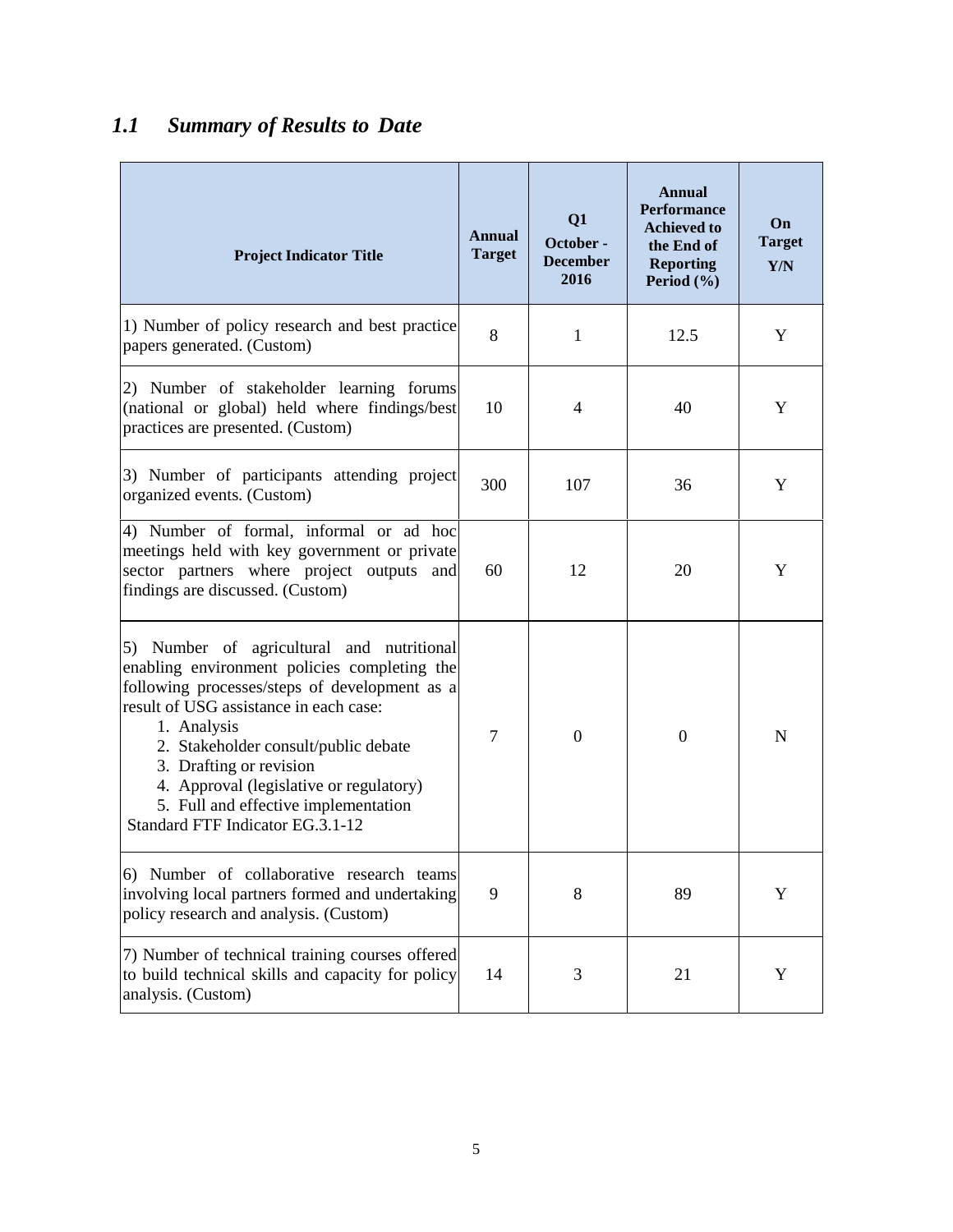## *1.1 Summary of Results to Date*

| Project Indicator Title | Annual Target | Q1 October - December 2016 | Annual Performance Achieved to the End of Reporting Period (%) | On Target Y/N |
|---|---|---|---|---|
| 1) Number of policy research and best practice papers generated. (Custom) | 8 | 1 | 12.5 | Y |
| 2) Number of stakeholder learning forums (national or global) held where findings/best practices are presented. (Custom) | 10 | 4 | 40 | Y |
| 3) Number of participants attending project organized events. (Custom) | 300 | 107 | 36 | Y |
| 4) Number of formal, informal or ad hoc meetings held with key government or private sector partners where project outputs and findings are discussed. (Custom) | 60 | 12 | 20 | Y |
| 5) Number of agricultural and nutritional enabling environment policies completing the following processes/steps of development as a result of USG assistance in each case: 1. Analysis 2. Stakeholder consult/public debate 3. Drafting or revision 4. Approval (legislative or regulatory) 5. Full and effective implementation Standard FTF Indicator EG.3.1-12 | 7 | 0 | 0 | N |
| 6) Number of collaborative research teams involving local partners formed and undertaking policy research and analysis. (Custom) | 9 | 8 | 89 | Y |
| 7) Number of technical training courses offered to build technical skills and capacity for policy analysis. (Custom) | 14 | 3 | 21 | Y |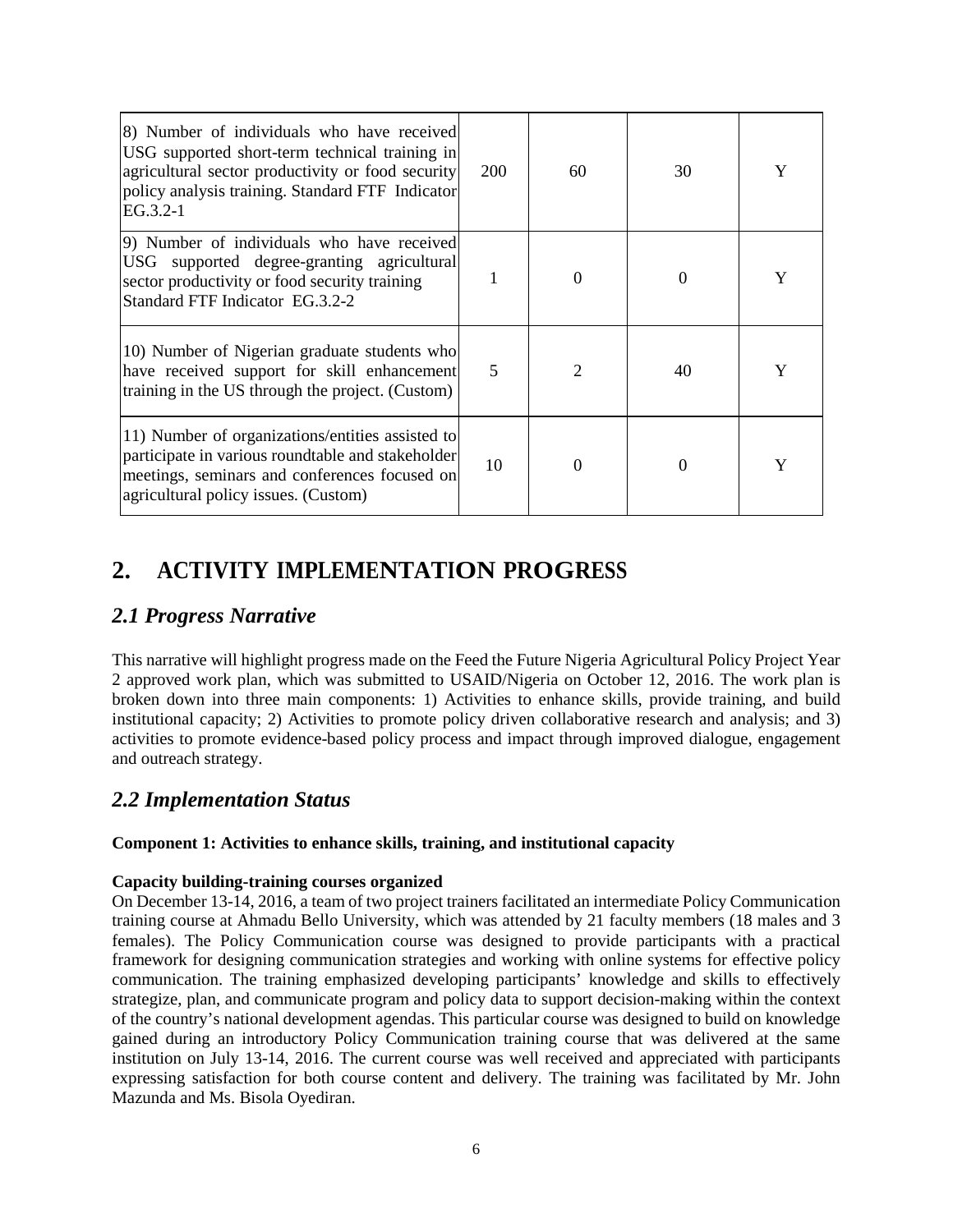| | | | | |
|---|---|---|---|---|
| 8) Number of individuals who have received USG supported short-term technical training in agricultural sector productivity or food security policy analysis training. Standard FTF Indicator EG.3.2-1 | 200 | 60 | 30 | Y |
| 9) Number of individuals who have received USG supported degree-granting agricultural sector productivity or food security training Standard FTF Indicator EG.3.2-2 | 1 | 0 | 0 | Y |
| 10) Number of Nigerian graduate students who have received support for skill enhancement training in the US through the project. (Custom) | 5 | 2 | 40 | Y |
| 11) Number of organizations/entities assisted to participate in various roundtable and stakeholder meetings, seminars and conferences focused on agricultural policy issues. (Custom) | 10 | 0 | 0 | Y |

# 2. ACTIVITY IMPLEMENTATION PROGRESS

## *2.1 Progress Narrative*

This narrative will highlight progress made on the Feed the Future Nigeria Agricultural Policy Project Year 2 approved work plan, which was submitted to USAID/Nigeria on October 12, 2016. The work plan is broken down into three main components: 1) Activities to enhance skills, provide training, and build institutional capacity; 2) Activities to promote policy driven collaborative research and analysis; and 3) activities to promote evidence-based policy process and impact through improved dialogue, engagement and outreach strategy.

## *2.2 Implementation Status*

**Component 1: Activities to enhance skills, training, and institutional capacity**

**Capacity building-training courses organized**

On December 13-14, 2016, a team of two project trainers facilitated an intermediate Policy Communication training course at Ahmadu Bello University, which was attended by 21 faculty members (18 males and 3 females). The Policy Communication course was designed to provide participants with a practical framework for designing communication strategies and working with online systems for effective policy communication. The training emphasized developing participants' knowledge and skills to effectively strategize, plan, and communicate program and policy data to support decision-making within the context of the country's national development agendas. This particular course was designed to build on knowledge gained during an introductory Policy Communication training course that was delivered at the same institution on July 13-14, 2016. The current course was well received and appreciated with participants expressing satisfaction for both course content and delivery. The training was facilitated by Mr. John Mazunda and Ms. Bisola Oyediran.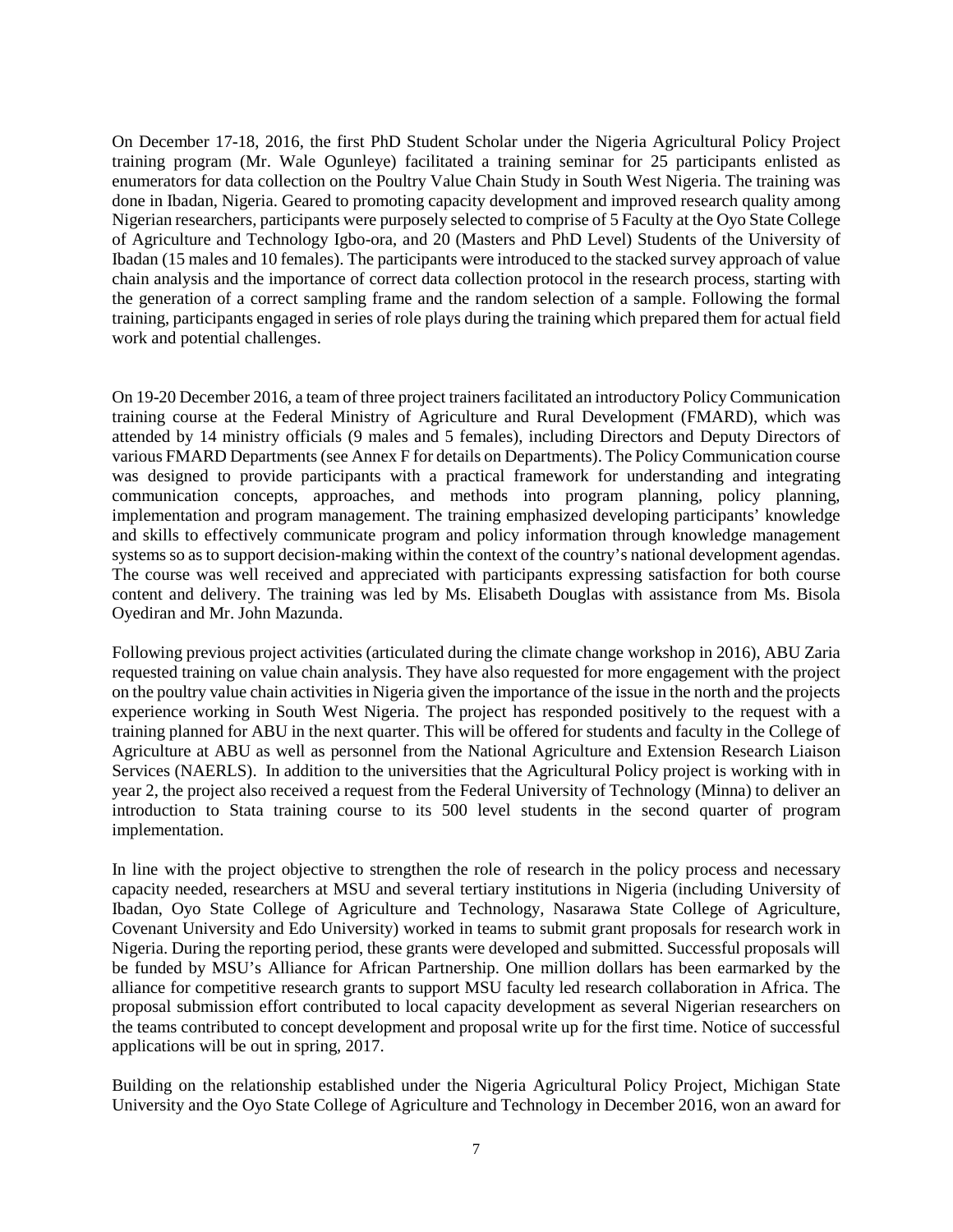On December 17-18, 2016, the first PhD Student Scholar under the Nigeria Agricultural Policy Project training program (Mr. Wale Ogunleye) facilitated a training seminar for 25 participants enlisted as enumerators for data collection on the Poultry Value Chain Study in South West Nigeria. The training was done in Ibadan, Nigeria. Geared to promoting capacity development and improved research quality among Nigerian researchers, participants were purposely selected to comprise of 5 Faculty at the Oyo State College of Agriculture and Technology Igbo-ora, and 20 (Masters and PhD Level) Students of the University of Ibadan (15 males and 10 females). The participants were introduced to the stacked survey approach of value chain analysis and the importance of correct data collection protocol in the research process, starting with the generation of a correct sampling frame and the random selection of a sample. Following the formal training, participants engaged in series of role plays during the training which prepared them for actual field work and potential challenges.

On 19-20 December 2016, a team of three project trainers facilitated an introductory Policy Communication training course at the Federal Ministry of Agriculture and Rural Development (FMARD), which was attended by 14 ministry officials (9 males and 5 females), including Directors and Deputy Directors of various FMARD Departments (see Annex F for details on Departments). The Policy Communication course was designed to provide participants with a practical framework for understanding and integrating communication concepts, approaches, and methods into program planning, policy planning, implementation and program management. The training emphasized developing participants' knowledge and skills to effectively communicate program and policy information through knowledge management systems so as to support decision-making within the context of the country's national development agendas. The course was well received and appreciated with participants expressing satisfaction for both course content and delivery. The training was led by Ms. Elisabeth Douglas with assistance from Ms. Bisola Oyediran and Mr. John Mazunda.

Following previous project activities (articulated during the climate change workshop in 2016), ABU Zaria requested training on value chain analysis. They have also requested for more engagement with the project on the poultry value chain activities in Nigeria given the importance of the issue in the north and the projects experience working in South West Nigeria. The project has responded positively to the request with a training planned for ABU in the next quarter. This will be offered for students and faculty in the College of Agriculture at ABU as well as personnel from the National Agriculture and Extension Research Liaison Services (NAERLS). In addition to the universities that the Agricultural Policy project is working with in year 2, the project also received a request from the Federal University of Technology (Minna) to deliver an introduction to Stata training course to its 500 level students in the second quarter of program implementation.

In line with the project objective to strengthen the role of research in the policy process and necessary capacity needed, researchers at MSU and several tertiary institutions in Nigeria (including University of Ibadan, Oyo State College of Agriculture and Technology, Nasarawa State College of Agriculture, Covenant University and Edo University) worked in teams to submit grant proposals for research work in Nigeria. During the reporting period, these grants were developed and submitted. Successful proposals will be funded by MSU's Alliance for African Partnership. One million dollars has been earmarked by the alliance for competitive research grants to support MSU faculty led research collaboration in Africa. The proposal submission effort contributed to local capacity development as several Nigerian researchers on the teams contributed to concept development and proposal write up for the first time. Notice of successful applications will be out in spring, 2017.

Building on the relationship established under the Nigeria Agricultural Policy Project, Michigan State University and the Oyo State College of Agriculture and Technology in December 2016, won an award for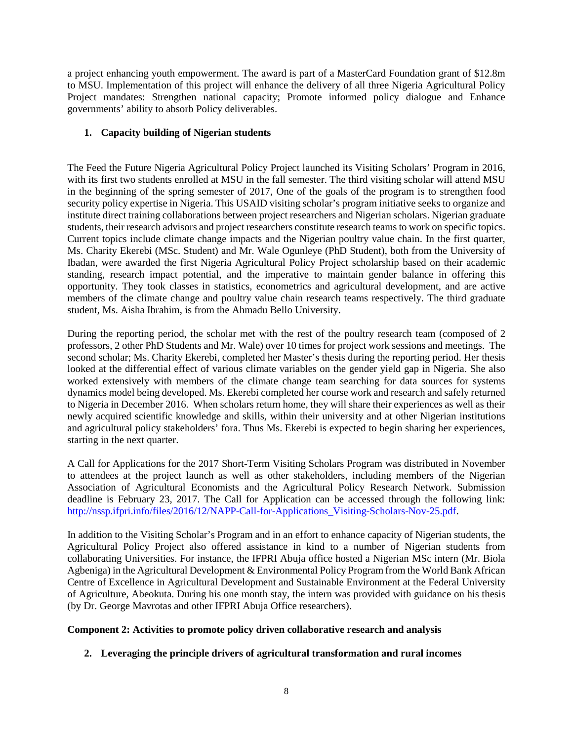a project enhancing youth empowerment. The award is part of a MasterCard Foundation grant of $12.8m to MSU. Implementation of this project will enhance the delivery of all three Nigeria Agricultural Policy Project mandates: Strengthen national capacity; Promote informed policy dialogue and Enhance governments' ability to absorb Policy deliverables.

1. **Capacity building of Nigerian students**

The Feed the Future Nigeria Agricultural Policy Project launched its Visiting Scholars' Program in 2016, with its first two students enrolled at MSU in the fall semester. The third visiting scholar will attend MSU in the beginning of the spring semester of 2017, One of the goals of the program is to strengthen food security policy expertise in Nigeria. This USAID visiting scholar's program initiative seeks to organize and institute direct training collaborations between project researchers and Nigerian scholars. Nigerian graduate students, their research advisors and project researchers constitute research teams to work on specific topics. Current topics include climate change impacts and the Nigerian poultry value chain. In the first quarter, Ms. Charity Ekerebi (MSc. Student) and Mr. Wale Ogunleye (PhD Student), both from the University of Ibadan, were awarded the first Nigeria Agricultural Policy Project scholarship based on their academic standing, research impact potential, and the imperative to maintain gender balance in offering this opportunity. They took classes in statistics, econometrics and agricultural development, and are active members of the climate change and poultry value chain research teams respectively. The third graduate student, Ms. Aisha Ibrahim, is from the Ahmadu Bello University.

During the reporting period, the scholar met with the rest of the poultry research team (composed of 2 professors, 2 other PhD Students and Mr. Wale) over 10 times for project work sessions and meetings. The second scholar; Ms. Charity Ekerebi, completed her Master's thesis during the reporting period. Her thesis looked at the differential effect of various climate variables on the gender yield gap in Nigeria. She also worked extensively with members of the climate change team searching for data sources for systems dynamics model being developed. Ms. Ekerebi completed her course work and research and safely returned to Nigeria in December 2016. When scholars return home, they will share their experiences as well as their newly acquired scientific knowledge and skills, within their university and at other Nigerian institutions and agricultural policy stakeholders' fora. Thus Ms. Ekerebi is expected to begin sharing her experiences, starting in the next quarter.

A Call for Applications for the 2017 Short-Term Visiting Scholars Program was distributed in November to attendees at the project launch as well as other stakeholders, including members of the Nigerian Association of Agricultural Economists and the Agricultural Policy Research Network. Submission deadline is February 23, 2017. The Call for Application can be accessed through the following link: [http://nssp.ifpri.info/files/2016/12/NAPP-Call-for-Applications_Visiting-Scholars-Nov-25.pdf](http://nssp.ifpri.info/files/2016/12/NAPP-Call-for-Applications_Visiting-Scholars-Nov-25.pdf).

In addition to the Visiting Scholar's Program and in an effort to enhance capacity of Nigerian students, the Agricultural Policy Project also offered assistance in kind to a number of Nigerian students from collaborating Universities. For instance, the IFPRI Abuja office hosted a Nigerian MSc intern (Mr. Biola Agbeniga) in the Agricultural Development & Environmental Policy Program from the World Bank African Centre of Excellence in Agricultural Development and Sustainable Environment at the Federal University of Agriculture, Abeokuta. During his one month stay, the intern was provided with guidance on his thesis (by Dr. George Mavrotas and other IFPRI Abuja Office researchers).

**Component 2: Activities to promote policy driven collaborative research and analysis**

2. **Leveraging the principle drivers of agricultural transformation and rural incomes**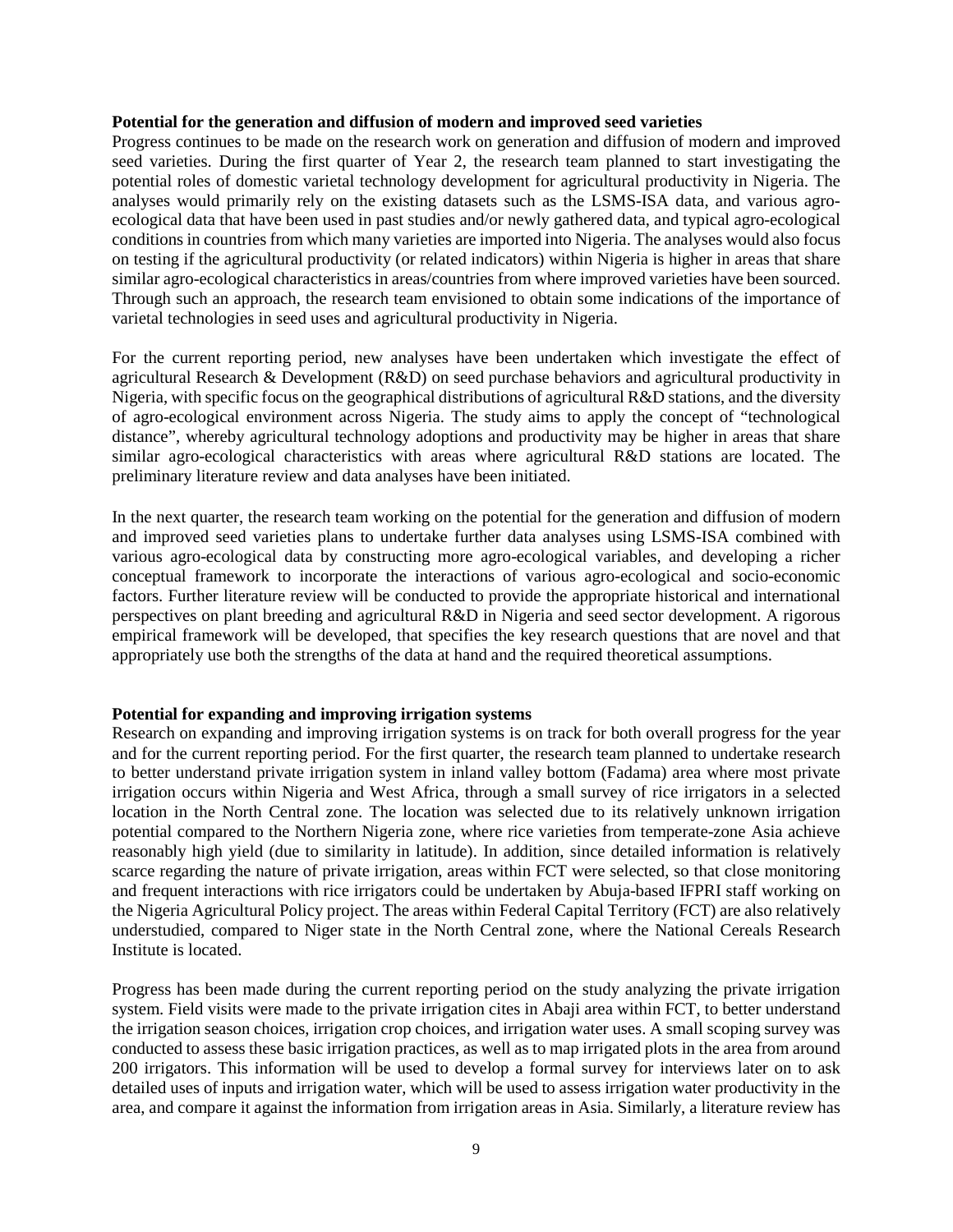**Potential for the generation and diffusion of modern and improved seed varieties**

Progress continues to be made on the research work on generation and diffusion of modern and improved seed varieties. During the first quarter of Year 2, the research team planned to start investigating the potential roles of domestic varietal technology development for agricultural productivity in Nigeria. The analyses would primarily rely on the existing datasets such as the LSMS-ISA data, and various agro-ecological data that have been used in past studies and/or newly gathered data, and typical agro-ecological conditions in countries from which many varieties are imported into Nigeria. The analyses would also focus on testing if the agricultural productivity (or related indicators) within Nigeria is higher in areas that share similar agro-ecological characteristics in areas/countries from where improved varieties have been sourced. Through such an approach, the research team envisioned to obtain some indications of the importance of varietal technologies in seed uses and agricultural productivity in Nigeria.

For the current reporting period, new analyses have been undertaken which investigate the effect of agricultural Research & Development (R&D) on seed purchase behaviors and agricultural productivity in Nigeria, with specific focus on the geographical distributions of agricultural R&D stations, and the diversity of agro-ecological environment across Nigeria. The study aims to apply the concept of "technological distance", whereby agricultural technology adoptions and productivity may be higher in areas that share similar agro-ecological characteristics with areas where agricultural R&D stations are located. The preliminary literature review and data analyses have been initiated.

In the next quarter, the research team working on the potential for the generation and diffusion of modern and improved seed varieties plans to undertake further data analyses using LSMS-ISA combined with various agro-ecological data by constructing more agro-ecological variables, and developing a richer conceptual framework to incorporate the interactions of various agro-ecological and socio-economic factors. Further literature review will be conducted to provide the appropriate historical and international perspectives on plant breeding and agricultural R&D in Nigeria and seed sector development. A rigorous empirical framework will be developed, that specifies the key research questions that are novel and that appropriately use both the strengths of the data at hand and the required theoretical assumptions.

**Potential for expanding and improving irrigation systems**

Research on expanding and improving irrigation systems is on track for both overall progress for the year and for the current reporting period. For the first quarter, the research team planned to undertake research to better understand private irrigation system in inland valley bottom (Fadama) area where most private irrigation occurs within Nigeria and West Africa, through a small survey of rice irrigators in a selected location in the North Central zone. The location was selected due to its relatively unknown irrigation potential compared to the Northern Nigeria zone, where rice varieties from temperate-zone Asia achieve reasonably high yield (due to similarity in latitude). In addition, since detailed information is relatively scarce regarding the nature of private irrigation, areas within FCT were selected, so that close monitoring and frequent interactions with rice irrigators could be undertaken by Abuja-based IFPRI staff working on the Nigeria Agricultural Policy project. The areas within Federal Capital Territory (FCT) are also relatively understudied, compared to Niger state in the North Central zone, where the National Cereals Research Institute is located.

Progress has been made during the current reporting period on the study analyzing the private irrigation system. Field visits were made to the private irrigation cites in Abaji area within FCT, to better understand the irrigation season choices, irrigation crop choices, and irrigation water uses. A small scoping survey was conducted to assess these basic irrigation practices, as well as to map irrigated plots in the area from around 200 irrigators. This information will be used to develop a formal survey for interviews later on to ask detailed uses of inputs and irrigation water, which will be used to assess irrigation water productivity in the area, and compare it against the information from irrigation areas in Asia. Similarly, a literature review has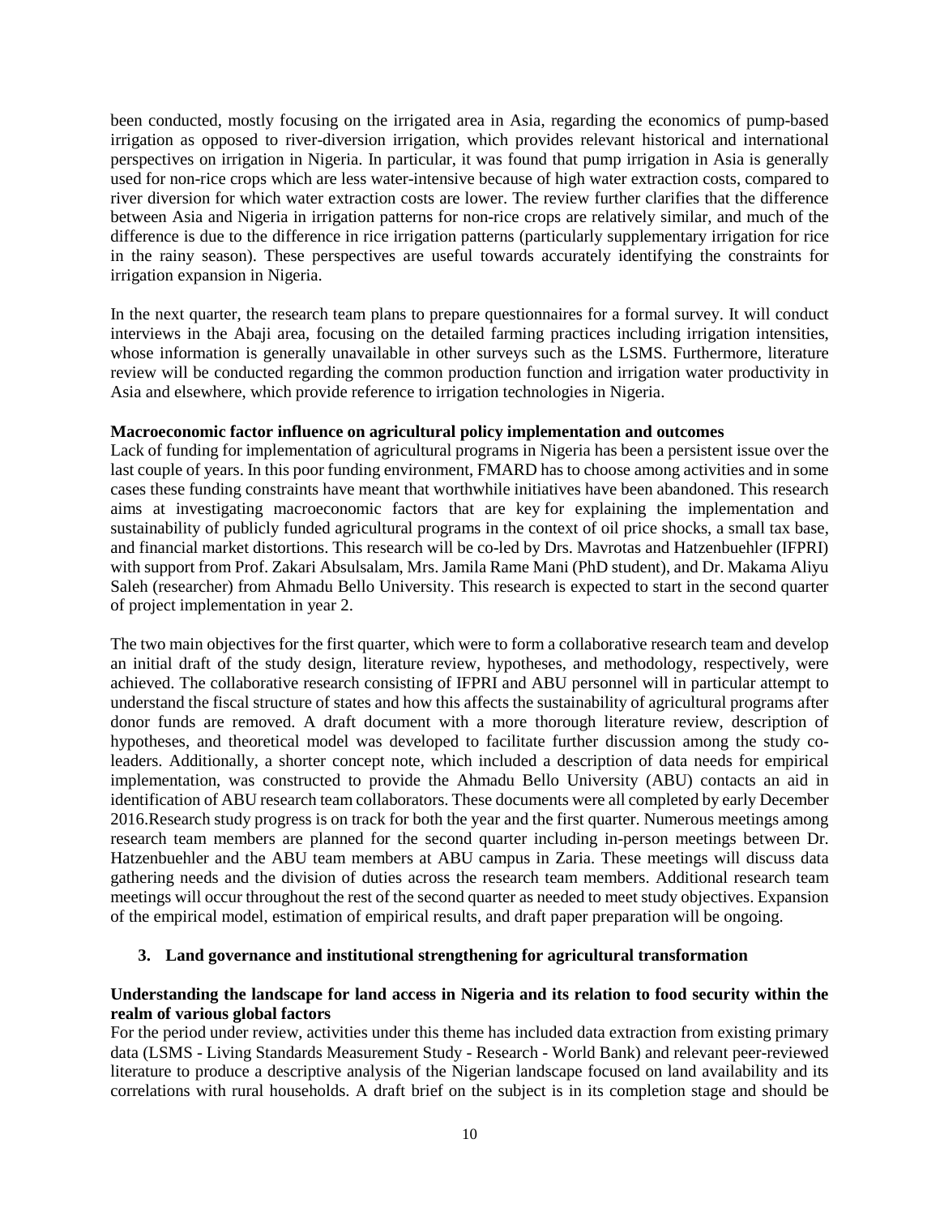been conducted, mostly focusing on the irrigated area in Asia, regarding the economics of pump-based irrigation as opposed to river-diversion irrigation, which provides relevant historical and international perspectives on irrigation in Nigeria. In particular, it was found that pump irrigation in Asia is generally used for non-rice crops which are less water-intensive because of high water extraction costs, compared to river diversion for which water extraction costs are lower. The review further clarifies that the difference between Asia and Nigeria in irrigation patterns for non-rice crops are relatively similar, and much of the difference is due to the difference in rice irrigation patterns (particularly supplementary irrigation for rice in the rainy season). These perspectives are useful towards accurately identifying the constraints for irrigation expansion in Nigeria.

In the next quarter, the research team plans to prepare questionnaires for a formal survey. It will conduct interviews in the Abaji area, focusing on the detailed farming practices including irrigation intensities, whose information is generally unavailable in other surveys such as the LSMS. Furthermore, literature review will be conducted regarding the common production function and irrigation water productivity in Asia and elsewhere, which provide reference to irrigation technologies in Nigeria.

**Macroeconomic factor influence on agricultural policy implementation and outcomes**

Lack of funding for implementation of agricultural programs in Nigeria has been a persistent issue over the last couple of years. In this poor funding environment, FMARD has to choose among activities and in some cases these funding constraints have meant that worthwhile initiatives have been abandoned. This research aims at investigating macroeconomic factors that are key for explaining the implementation and sustainability of publicly funded agricultural programs in the context of oil price shocks, a small tax base, and financial market distortions. This research will be co-led by Drs. Mavrotas and Hatzenbuehler (IFPRI) with support from Prof. Zakari Absulsalam, Mrs. Jamila Rame Mani (PhD student), and Dr. Makama Aliyu Saleh (researcher) from Ahmadu Bello University. This research is expected to start in the second quarter of project implementation in year 2.

The two main objectives for the first quarter, which were to form a collaborative research team and develop an initial draft of the study design, literature review, hypotheses, and methodology, respectively, were achieved. The collaborative research consisting of IFPRI and ABU personnel will in particular attempt to understand the fiscal structure of states and how this affects the sustainability of agricultural programs after donor funds are removed. A draft document with a more thorough literature review, description of hypotheses, and theoretical model was developed to facilitate further discussion among the study co-leaders. Additionally, a shorter concept note, which included a description of data needs for empirical implementation, was constructed to provide the Ahmadu Bello University (ABU) contacts an aid in identification of ABU research team collaborators. These documents were all completed by early December 2016.Research study progress is on track for both the year and the first quarter. Numerous meetings among research team members are planned for the second quarter including in-person meetings between Dr. Hatzenbuehler and the ABU team members at ABU campus in Zaria. These meetings will discuss data gathering needs and the division of duties across the research team members. Additional research team meetings will occur throughout the rest of the second quarter as needed to meet study objectives. Expansion of the empirical model, estimation of empirical results, and draft paper preparation will be ongoing.

### 3. Land governance and institutional strengthening for agricultural transformation

**Understanding the landscape for land access in Nigeria and its relation to food security within the realm of various global factors**

For the period under review, activities under this theme has included data extraction from existing primary data (LSMS - Living Standards Measurement Study - Research - World Bank) and relevant peer-reviewed literature to produce a descriptive analysis of the Nigerian landscape focused on land availability and its correlations with rural households. A draft brief on the subject is in its completion stage and should be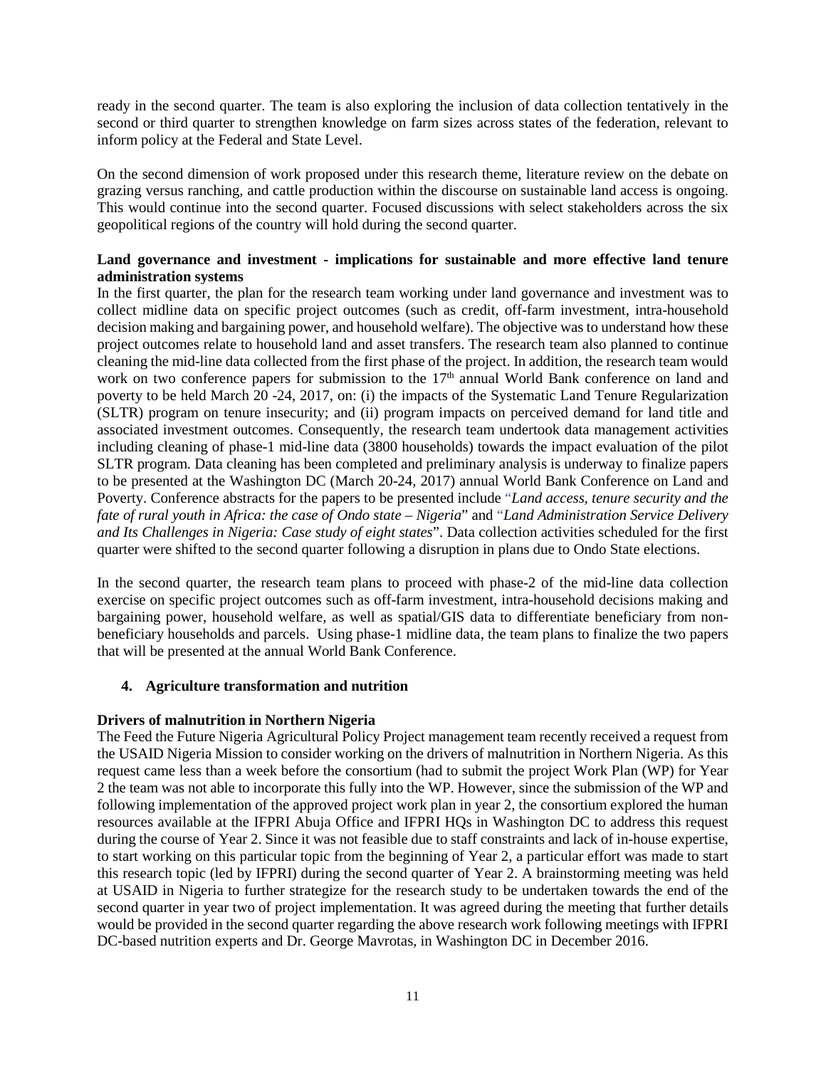ready in the second quarter. The team is also exploring the inclusion of data collection tentatively in the second or third quarter to strengthen knowledge on farm sizes across states of the federation, relevant to inform policy at the Federal and State Level.

On the second dimension of work proposed under this research theme, literature review on the debate on grazing versus ranching, and cattle production within the discourse on sustainable land access is ongoing. This would continue into the second quarter. Focused discussions with select stakeholders across the six geopolitical regions of the country will hold during the second quarter.

**Land governance and investment - implications for sustainable and more effective land tenure administration systems**

In the first quarter, the plan for the research team working under land governance and investment was to collect midline data on specific project outcomes (such as credit, off-farm investment, intra-household decision making and bargaining power, and household welfare). The objective was to understand how these project outcomes relate to household land and asset transfers. The research team also planned to continue cleaning the mid-line data collected from the first phase of the project. In addition, the research team would work on two conference papers for submission to the 17th annual World Bank conference on land and poverty to be held March 20 -24, 2017, on: (i) the impacts of the Systematic Land Tenure Regularization (SLTR) program on tenure insecurity; and (ii) program impacts on perceived demand for land title and associated investment outcomes. Consequently, the research team undertook data management activities including cleaning of phase-1 mid-line data (3800 households) towards the impact evaluation of the pilot SLTR program. Data cleaning has been completed and preliminary analysis is underway to finalize papers to be presented at the Washington DC (March 20-24, 2017) annual World Bank Conference on Land and Poverty. Conference abstracts for the papers to be presented include "*Land access, tenure security and the fate of rural youth in Africa: the case of Ondo state – Nigeria*" and "*Land Administration Service Delivery and Its Challenges in Nigeria: Case study of eight states*". Data collection activities scheduled for the first quarter were shifted to the second quarter following a disruption in plans due to Ondo State elections.

In the second quarter, the research team plans to proceed with phase-2 of the mid-line data collection exercise on specific project outcomes such as off-farm investment, intra-household decisions making and bargaining power, household welfare, as well as spatial/GIS data to differentiate beneficiary from non-beneficiary households and parcels. Using phase-1 midline data, the team plans to finalize the two papers that will be presented at the annual World Bank Conference.

## 4. Agriculture transformation and nutrition

**Drivers of malnutrition in Northern Nigeria**

The Feed the Future Nigeria Agricultural Policy Project management team recently received a request from the USAID Nigeria Mission to consider working on the drivers of malnutrition in Northern Nigeria. As this request came less than a week before the consortium (had to submit the project Work Plan (WP) for Year 2 the team was not able to incorporate this fully into the WP. However, since the submission of the WP and following implementation of the approved project work plan in year 2, the consortium explored the human resources available at the IFPRI Abuja Office and IFPRI HQs in Washington DC to address this request during the course of Year 2. Since it was not feasible due to staff constraints and lack of in-house expertise, to start working on this particular topic from the beginning of Year 2, a particular effort was made to start this research topic (led by IFPRI) during the second quarter of Year 2. A brainstorming meeting was held at USAID in Nigeria to further strategize for the research study to be undertaken towards the end of the second quarter in year two of project implementation. It was agreed during the meeting that further details would be provided in the second quarter regarding the above research work following meetings with IFPRI DC-based nutrition experts and Dr. George Mavrotas, in Washington DC in December 2016.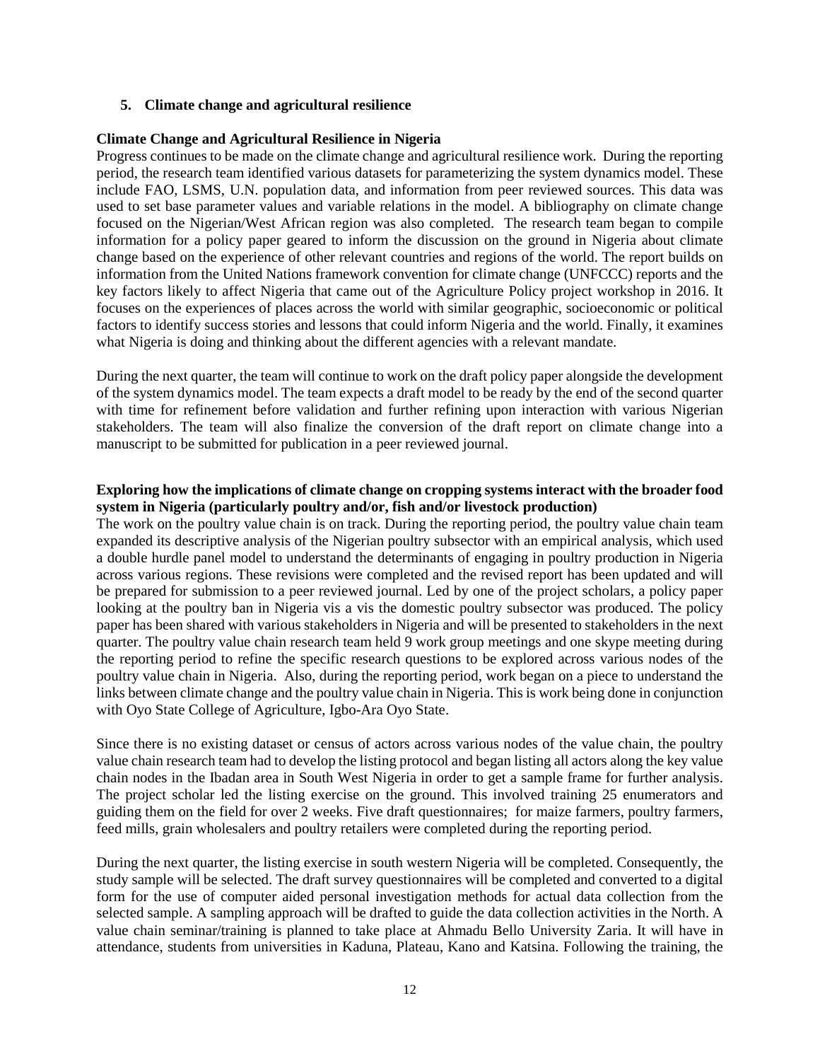## 5. Climate change and agricultural resilience

### Climate Change and Agricultural Resilience in Nigeria

Progress continues to be made on the climate change and agricultural resilience work. During the reporting period, the research team identified various datasets for parameterizing the system dynamics model. These include FAO, LSMS, U.N. population data, and information from peer reviewed sources. This data was used to set base parameter values and variable relations in the model. A bibliography on climate change focused on the Nigerian/West African region was also completed. The research team began to compile information for a policy paper geared to inform the discussion on the ground in Nigeria about climate change based on the experience of other relevant countries and regions of the world. The report builds on information from the United Nations framework convention for climate change (UNFCCC) reports and the key factors likely to affect Nigeria that came out of the Agriculture Policy project workshop in 2016. It focuses on the experiences of places across the world with similar geographic, socioeconomic or political factors to identify success stories and lessons that could inform Nigeria and the world. Finally, it examines what Nigeria is doing and thinking about the different agencies with a relevant mandate.

During the next quarter, the team will continue to work on the draft policy paper alongside the development of the system dynamics model. The team expects a draft model to be ready by the end of the second quarter with time for refinement before validation and further refining upon interaction with various Nigerian stakeholders. The team will also finalize the conversion of the draft report on climate change into a manuscript to be submitted for publication in a peer reviewed journal.

### Exploring how the implications of climate change on cropping systems interact with the broader food system in Nigeria (particularly poultry and/or, fish and/or livestock production)

The work on the poultry value chain is on track. During the reporting period, the poultry value chain team expanded its descriptive analysis of the Nigerian poultry subsector with an empirical analysis, which used a double hurdle panel model to understand the determinants of engaging in poultry production in Nigeria across various regions. These revisions were completed and the revised report has been updated and will be prepared for submission to a peer reviewed journal. Led by one of the project scholars, a policy paper looking at the poultry ban in Nigeria vis a vis the domestic poultry subsector was produced. The policy paper has been shared with various stakeholders in Nigeria and will be presented to stakeholders in the next quarter. The poultry value chain research team held 9 work group meetings and one skype meeting during the reporting period to refine the specific research questions to be explored across various nodes of the poultry value chain in Nigeria. Also, during the reporting period, work began on a piece to understand the links between climate change and the poultry value chain in Nigeria. This is work being done in conjunction with Oyo State College of Agriculture, Igbo-Ara Oyo State.

Since there is no existing dataset or census of actors across various nodes of the value chain, the poultry value chain research team had to develop the listing protocol and began listing all actors along the key value chain nodes in the Ibadan area in South West Nigeria in order to get a sample frame for further analysis. The project scholar led the listing exercise on the ground. This involved training 25 enumerators and guiding them on the field for over 2 weeks. Five draft questionnaires; for maize farmers, poultry farmers, feed mills, grain wholesalers and poultry retailers were completed during the reporting period.

During the next quarter, the listing exercise in south western Nigeria will be completed. Consequently, the study sample will be selected. The draft survey questionnaires will be completed and converted to a digital form for the use of computer aided personal investigation methods for actual data collection from the selected sample. A sampling approach will be drafted to guide the data collection activities in the North. A value chain seminar/training is planned to take place at Ahmadu Bello University Zaria. It will have in attendance, students from universities in Kaduna, Plateau, Kano and Katsina. Following the training, the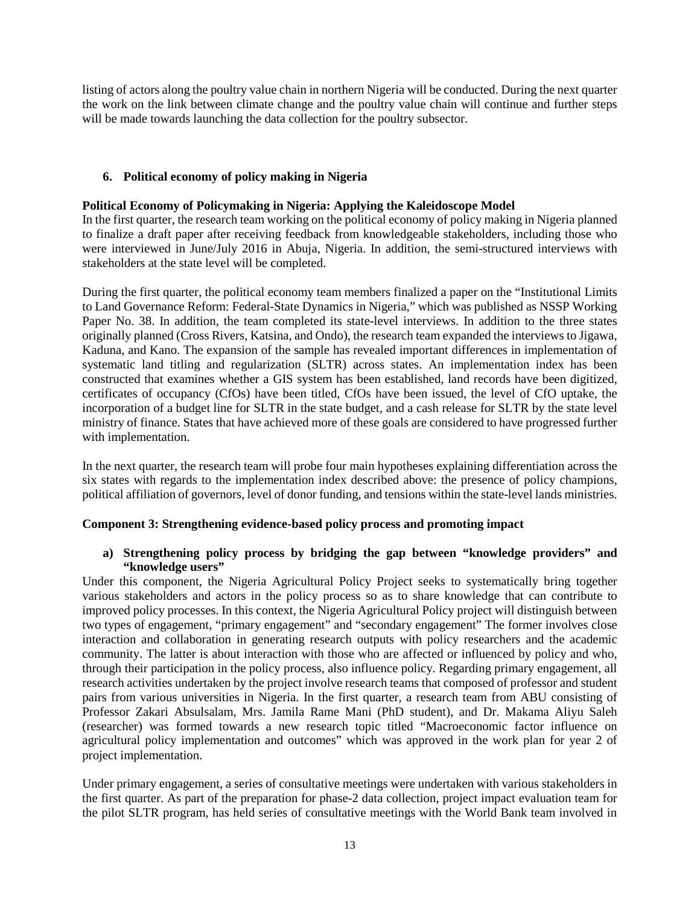listing of actors along the poultry value chain in northern Nigeria will be conducted. During the next quarter the work on the link between climate change and the poultry value chain will continue and further steps will be made towards launching the data collection for the poultry subsector.

## 6. Political economy of policy making in Nigeria

**Political Economy of Policymaking in Nigeria: Applying the Kaleidoscope Model**

In the first quarter, the research team working on the political economy of policy making in Nigeria planned to finalize a draft paper after receiving feedback from knowledgeable stakeholders, including those who were interviewed in June/July 2016 in Abuja, Nigeria. In addition, the semi-structured interviews with stakeholders at the state level will be completed.

During the first quarter, the political economy team members finalized a paper on the "Institutional Limits to Land Governance Reform: Federal-State Dynamics in Nigeria," which was published as NSSP Working Paper No. 38. In addition, the team completed its state-level interviews. In addition to the three states originally planned (Cross Rivers, Katsina, and Ondo), the research team expanded the interviews to Jigawa, Kaduna, and Kano. The expansion of the sample has revealed important differences in implementation of systematic land titling and regularization (SLTR) across states. An implementation index has been constructed that examines whether a GIS system has been established, land records have been digitized, certificates of occupancy (CfOs) have been titled, CfOs have been issued, the level of CfO uptake, the incorporation of a budget line for SLTR in the state budget, and a cash release for SLTR by the state level ministry of finance. States that have achieved more of these goals are considered to have progressed further with implementation.

In the next quarter, the research team will probe four main hypotheses explaining differentiation across the six states with regards to the implementation index described above: the presence of policy champions, political affiliation of governors, level of donor funding, and tensions within the state-level lands ministries.

## Component 3: Strengthening evidence-based policy process and promoting impact

### a) Strengthening policy process by bridging the gap between "knowledge providers" and "knowledge users"

Under this component, the Nigeria Agricultural Policy Project seeks to systematically bring together various stakeholders and actors in the policy process so as to share knowledge that can contribute to improved policy processes. In this context, the Nigeria Agricultural Policy project will distinguish between two types of engagement, "primary engagement" and "secondary engagement" The former involves close interaction and collaboration in generating research outputs with policy researchers and the academic community. The latter is about interaction with those who are affected or influenced by policy and who, through their participation in the policy process, also influence policy. Regarding primary engagement, all research activities undertaken by the project involve research teams that composed of professor and student pairs from various universities in Nigeria. In the first quarter, a research team from ABU consisting of Professor Zakari Absulsalam, Mrs. Jamila Rame Mani (PhD student), and Dr. Makama Aliyu Saleh (researcher) was formed towards a new research topic titled "Macroeconomic factor influence on agricultural policy implementation and outcomes" which was approved in the work plan for year 2 of project implementation.

Under primary engagement, a series of consultative meetings were undertaken with various stakeholders in the first quarter. As part of the preparation for phase-2 data collection, project impact evaluation team for the pilot SLTR program, has held series of consultative meetings with the World Bank team involved in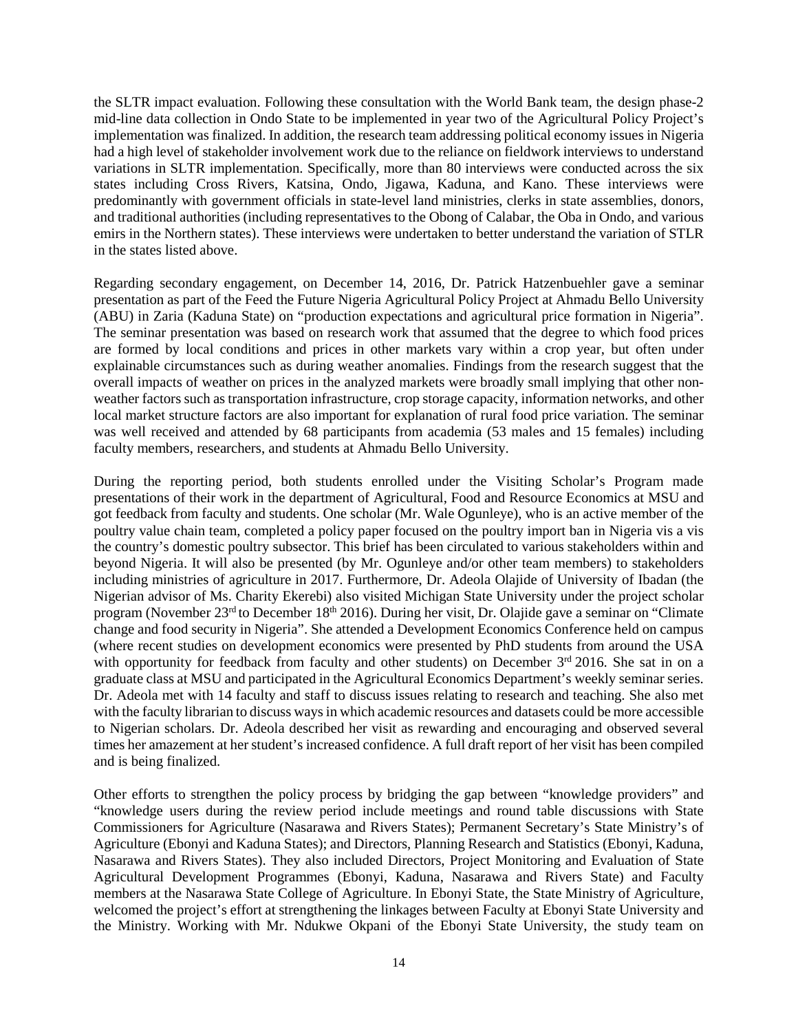the SLTR impact evaluation. Following these consultation with the World Bank team, the design phase-2 mid-line data collection in Ondo State to be implemented in year two of the Agricultural Policy Project's implementation was finalized. In addition, the research team addressing political economy issues in Nigeria had a high level of stakeholder involvement work due to the reliance on fieldwork interviews to understand variations in SLTR implementation. Specifically, more than 80 interviews were conducted across the six states including Cross Rivers, Katsina, Ondo, Jigawa, Kaduna, and Kano. These interviews were predominantly with government officials in state-level land ministries, clerks in state assemblies, donors, and traditional authorities (including representatives to the Obong of Calabar, the Oba in Ondo, and various emirs in the Northern states). These interviews were undertaken to better understand the variation of STLR in the states listed above.

Regarding secondary engagement, on December 14, 2016, Dr. Patrick Hatzenbuehler gave a seminar presentation as part of the Feed the Future Nigeria Agricultural Policy Project at Ahmadu Bello University (ABU) in Zaria (Kaduna State) on "production expectations and agricultural price formation in Nigeria". The seminar presentation was based on research work that assumed that the degree to which food prices are formed by local conditions and prices in other markets vary within a crop year, but often under explainable circumstances such as during weather anomalies. Findings from the research suggest that the overall impacts of weather on prices in the analyzed markets were broadly small implying that other non-weather factors such as transportation infrastructure, crop storage capacity, information networks, and other local market structure factors are also important for explanation of rural food price variation. The seminar was well received and attended by 68 participants from academia (53 males and 15 females) including faculty members, researchers, and students at Ahmadu Bello University.

During the reporting period, both students enrolled under the Visiting Scholar's Program made presentations of their work in the department of Agricultural, Food and Resource Economics at MSU and got feedback from faculty and students. One scholar (Mr. Wale Ogunleye), who is an active member of the poultry value chain team, completed a policy paper focused on the poultry import ban in Nigeria vis a vis the country's domestic poultry subsector. This brief has been circulated to various stakeholders within and beyond Nigeria. It will also be presented (by Mr. Ogunleye and/or other team members) to stakeholders including ministries of agriculture in 2017. Furthermore, Dr. Adeola Olajide of University of Ibadan (the Nigerian advisor of Ms. Charity Ekerebi) also visited Michigan State University under the project scholar program (November 23rd to December 18th 2016). During her visit, Dr. Olajide gave a seminar on "Climate change and food security in Nigeria". She attended a Development Economics Conference held on campus (where recent studies on development economics were presented by PhD students from around the USA with opportunity for feedback from faculty and other students) on December 3rd 2016. She sat in on a graduate class at MSU and participated in the Agricultural Economics Department's weekly seminar series. Dr. Adeola met with 14 faculty and staff to discuss issues relating to research and teaching. She also met with the faculty librarian to discuss ways in which academic resources and datasets could be more accessible to Nigerian scholars. Dr. Adeola described her visit as rewarding and encouraging and observed several times her amazement at her student's increased confidence. A full draft report of her visit has been compiled and is being finalized.

Other efforts to strengthen the policy process by bridging the gap between "knowledge providers" and "knowledge users during the review period include meetings and round table discussions with State Commissioners for Agriculture (Nasarawa and Rivers States); Permanent Secretary's State Ministry's of Agriculture (Ebonyi and Kaduna States); and Directors, Planning Research and Statistics (Ebonyi, Kaduna, Nasarawa and Rivers States). They also included Directors, Project Monitoring and Evaluation of State Agricultural Development Programmes (Ebonyi, Kaduna, Nasarawa and Rivers State) and Faculty members at the Nasarawa State College of Agriculture. In Ebonyi State, the State Ministry of Agriculture, welcomed the project's effort at strengthening the linkages between Faculty at Ebonyi State University and the Ministry. Working with Mr. Ndukwe Okpani of the Ebonyi State University, the study team on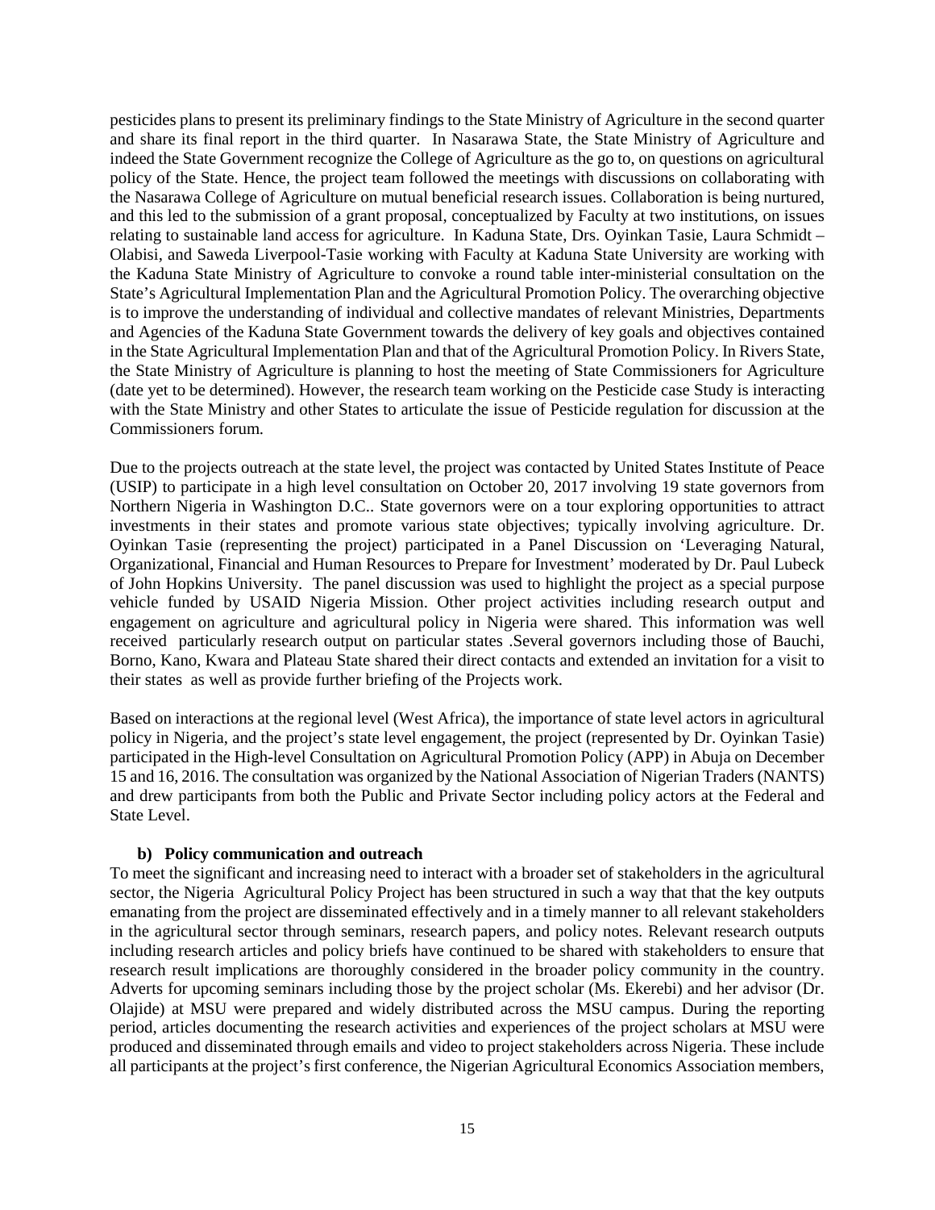pesticides plans to present its preliminary findings to the State Ministry of Agriculture in the second quarter and share its final report in the third quarter. In Nasarawa State, the State Ministry of Agriculture and indeed the State Government recognize the College of Agriculture as the go to, on questions on agricultural policy of the State. Hence, the project team followed the meetings with discussions on collaborating with the Nasarawa College of Agriculture on mutual beneficial research issues. Collaboration is being nurtured, and this led to the submission of a grant proposal, conceptualized by Faculty at two institutions, on issues relating to sustainable land access for agriculture. In Kaduna State, Drs. Oyinkan Tasie, Laura Schmidt – Olabisi, and Saweda Liverpool-Tasie working with Faculty at Kaduna State University are working with the Kaduna State Ministry of Agriculture to convoke a round table inter-ministerial consultation on the State's Agricultural Implementation Plan and the Agricultural Promotion Policy. The overarching objective is to improve the understanding of individual and collective mandates of relevant Ministries, Departments and Agencies of the Kaduna State Government towards the delivery of key goals and objectives contained in the State Agricultural Implementation Plan and that of the Agricultural Promotion Policy. In Rivers State, the State Ministry of Agriculture is planning to host the meeting of State Commissioners for Agriculture (date yet to be determined). However, the research team working on the Pesticide case Study is interacting with the State Ministry and other States to articulate the issue of Pesticide regulation for discussion at the Commissioners forum.

Due to the projects outreach at the state level, the project was contacted by United States Institute of Peace (USIP) to participate in a high level consultation on October 20, 2017 involving 19 state governors from Northern Nigeria in Washington D.C.. State governors were on a tour exploring opportunities to attract investments in their states and promote various state objectives; typically involving agriculture. Dr. Oyinkan Tasie (representing the project) participated in a Panel Discussion on 'Leveraging Natural, Organizational, Financial and Human Resources to Prepare for Investment' moderated by Dr. Paul Lubeck of John Hopkins University. The panel discussion was used to highlight the project as a special purpose vehicle funded by USAID Nigeria Mission. Other project activities including research output and engagement on agriculture and agricultural policy in Nigeria were shared. This information was well received particularly research output on particular states .Several governors including those of Bauchi, Borno, Kano, Kwara and Plateau State shared their direct contacts and extended an invitation for a visit to their states as well as provide further briefing of the Projects work.

Based on interactions at the regional level (West Africa), the importance of state level actors in agricultural policy in Nigeria, and the project's state level engagement, the project (represented by Dr. Oyinkan Tasie) participated in the High-level Consultation on Agricultural Promotion Policy (APP) in Abuja on December 15 and 16, 2016. The consultation was organized by the National Association of Nigerian Traders (NANTS) and drew participants from both the Public and Private Sector including policy actors at the Federal and State Level.

**b) Policy communication and outreach**

To meet the significant and increasing need to interact with a broader set of stakeholders in the agricultural sector, the Nigeria Agricultural Policy Project has been structured in such a way that that the key outputs emanating from the project are disseminated effectively and in a timely manner to all relevant stakeholders in the agricultural sector through seminars, research papers, and policy notes. Relevant research outputs including research articles and policy briefs have continued to be shared with stakeholders to ensure that research result implications are thoroughly considered in the broader policy community in the country. Adverts for upcoming seminars including those by the project scholar (Ms. Ekerebi) and her advisor (Dr. Olajide) at MSU were prepared and widely distributed across the MSU campus. During the reporting period, articles documenting the research activities and experiences of the project scholars at MSU were produced and disseminated through emails and video to project stakeholders across Nigeria. These include all participants at the project's first conference, the Nigerian Agricultural Economics Association members,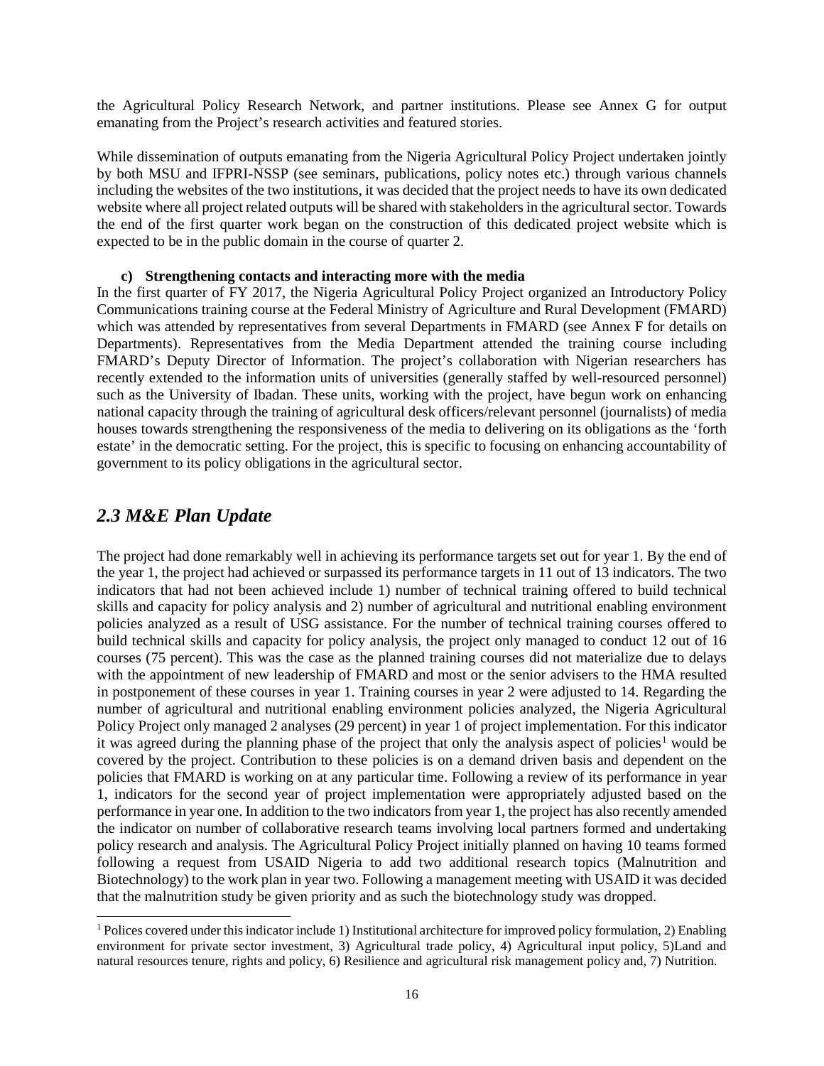the Agricultural Policy Research Network, and partner institutions. Please see Annex G for output emanating from the Project's research activities and featured stories.

While dissemination of outputs emanating from the Nigeria Agricultural Policy Project undertaken jointly by both MSU and IFPRI-NSSP (see seminars, publications, policy notes etc.) through various channels including the websites of the two institutions, it was decided that the project needs to have its own dedicated website where all project related outputs will be shared with stakeholders in the agricultural sector. Towards the end of the first quarter work began on the construction of this dedicated project website which is expected to be in the public domain in the course of quarter 2.

**c) Strengthening contacts and interacting more with the media**

In the first quarter of FY 2017, the Nigeria Agricultural Policy Project organized an Introductory Policy Communications training course at the Federal Ministry of Agriculture and Rural Development (FMARD) which was attended by representatives from several Departments in FMARD (see Annex F for details on Departments). Representatives from the Media Department attended the training course including FMARD's Deputy Director of Information. The project's collaboration with Nigerian researchers has recently extended to the information units of universities (generally staffed by well-resourced personnel) such as the University of Ibadan. These units, working with the project, have begun work on enhancing national capacity through the training of agricultural desk officers/relevant personnel (journalists) of media houses towards strengthening the responsiveness of the media to delivering on its obligations as the 'forth estate' in the democratic setting. For the project, this is specific to focusing on enhancing accountability of government to its policy obligations in the agricultural sector.

## *2.3 M&E Plan Update*

The project had done remarkably well in achieving its performance targets set out for year 1. By the end of the year 1, the project had achieved or surpassed its performance targets in 11 out of 13 indicators. The two indicators that had not been achieved include 1) number of technical training offered to build technical skills and capacity for policy analysis and 2) number of agricultural and nutritional enabling environment policies analyzed as a result of USG assistance. For the number of technical training courses offered to build technical skills and capacity for policy analysis, the project only managed to conduct 12 out of 16 courses (75 percent). This was the case as the planned training courses did not materialize due to delays with the appointment of new leadership of FMARD and most or the senior advisers to the HMA resulted in postponement of these courses in year 1. Training courses in year 2 were adjusted to 14. Regarding the number of agricultural and nutritional enabling environment policies analyzed, the Nigeria Agricultural Policy Project only managed 2 analyses (29 percent) in year 1 of project implementation. For this indicator it was agreed during the planning phase of the project that only the analysis aspect of policies[1] would be covered by the project. Contribution to these policies is on a demand driven basis and dependent on the policies that FMARD is working on at any particular time. Following a review of its performance in year 1, indicators for the second year of project implementation were appropriately adjusted based on the performance in year one. In addition to the two indicators from year 1, the project has also recently amended the indicator on number of collaborative research teams involving local partners formed and undertaking policy research and analysis. The Agricultural Policy Project initially planned on having 10 teams formed following a request from USAID Nigeria to add two additional research topics (Malnutrition and Biotechnology) to the work plan in year two. Following a management meeting with USAID it was decided that the malnutrition study be given priority and as such the biotechnology study was dropped.

[1] Polices covered under this indicator include 1) Institutional architecture for improved policy formulation, 2) Enabling environment for private sector investment, 3) Agricultural trade policy, 4) Agricultural input policy, 5)Land and natural resources tenure, rights and policy, 6) Resilience and agricultural risk management policy and, 7) Nutrition.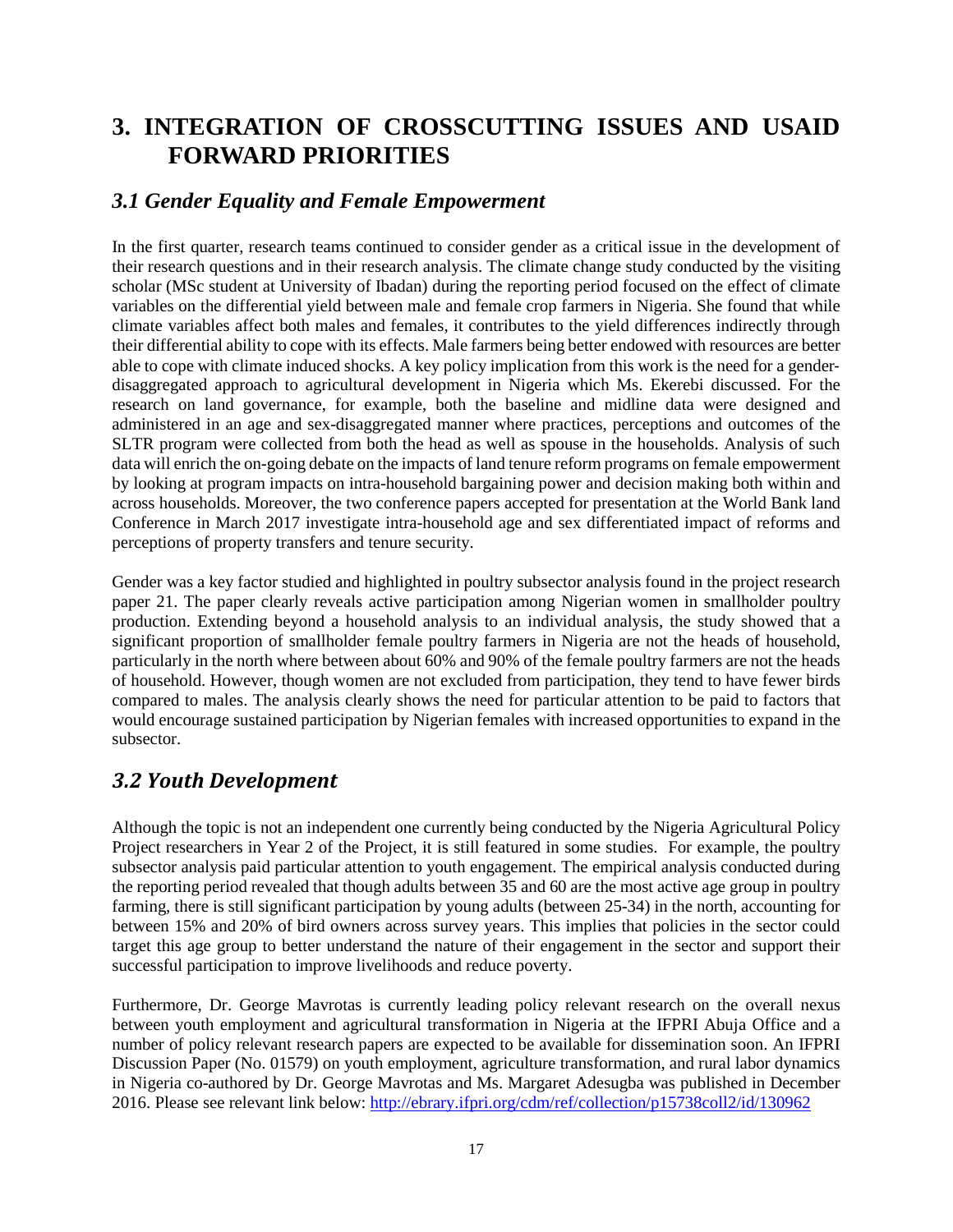# 3. INTEGRATION OF CROSSCUTTING ISSUES AND USAID FORWARD PRIORITIES

## *3.1 Gender Equality and Female Empowerment*

In the first quarter, research teams continued to consider gender as a critical issue in the development of their research questions and in their research analysis. The climate change study conducted by the visiting scholar (MSc student at University of Ibadan) during the reporting period focused on the effect of climate variables on the differential yield between male and female crop farmers in Nigeria. She found that while climate variables affect both males and females, it contributes to the yield differences indirectly through their differential ability to cope with its effects. Male farmers being better endowed with resources are better able to cope with climate induced shocks. A key policy implication from this work is the need for a gender-disaggregated approach to agricultural development in Nigeria which Ms. Ekerebi discussed. For the research on land governance, for example, both the baseline and midline data were designed and administered in an age and sex-disaggregated manner where practices, perceptions and outcomes of the SLTR program were collected from both the head as well as spouse in the households. Analysis of such data will enrich the on-going debate on the impacts of land tenure reform programs on female empowerment by looking at program impacts on intra-household bargaining power and decision making both within and across households. Moreover, the two conference papers accepted for presentation at the World Bank land Conference in March 2017 investigate intra-household age and sex differentiated impact of reforms and perceptions of property transfers and tenure security.

Gender was a key factor studied and highlighted in poultry subsector analysis found in the project research paper 21. The paper clearly reveals active participation among Nigerian women in smallholder poultry production. Extending beyond a household analysis to an individual analysis, the study showed that a significant proportion of smallholder female poultry farmers in Nigeria are not the heads of household, particularly in the north where between about 60% and 90% of the female poultry farmers are not the heads of household. However, though women are not excluded from participation, they tend to have fewer birds compared to males. The analysis clearly shows the need for particular attention to be paid to factors that would encourage sustained participation by Nigerian females with increased opportunities to expand in the subsector.

## *3.2 Youth Development*

Although the topic is not an independent one currently being conducted by the Nigeria Agricultural Policy Project researchers in Year 2 of the Project, it is still featured in some studies. For example, the poultry subsector analysis paid particular attention to youth engagement. The empirical analysis conducted during the reporting period revealed that though adults between 35 and 60 are the most active age group in poultry farming, there is still significant participation by young adults (between 25-34) in the north, accounting for between 15% and 20% of bird owners across survey years. This implies that policies in the sector could target this age group to better understand the nature of their engagement in the sector and support their successful participation to improve livelihoods and reduce poverty.

Furthermore, Dr. George Mavrotas is currently leading policy relevant research on the overall nexus between youth employment and agricultural transformation in Nigeria at the IFPRI Abuja Office and a number of policy relevant research papers are expected to be available for dissemination soon. An IFPRI Discussion Paper (No. 01579) on youth employment, agriculture transformation, and rural labor dynamics in Nigeria co-authored by Dr. George Mavrotas and Ms. Margaret Adesugba was published in December 2016. Please see relevant link below: http://ebrary.ifpri.org/cdm/ref/collection/p15738coll2/id/130962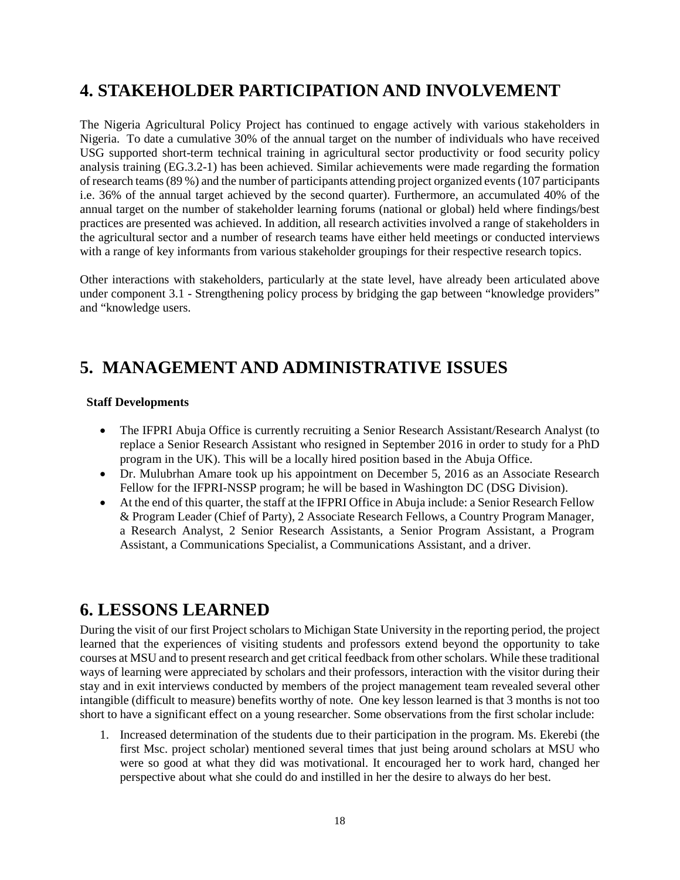# 4. STAKEHOLDER PARTICIPATION AND INVOLVEMENT

The Nigeria Agricultural Policy Project has continued to engage actively with various stakeholders in Nigeria. To date a cumulative 30% of the annual target on the number of individuals who have received USG supported short-term technical training in agricultural sector productivity or food security policy analysis training (EG.3.2-1) has been achieved. Similar achievements were made regarding the formation of research teams (89 %) and the number of participants attending project organized events (107 participants i.e. 36% of the annual target achieved by the second quarter). Furthermore, an accumulated 40% of the annual target on the number of stakeholder learning forums (national or global) held where findings/best practices are presented was achieved. In addition, all research activities involved a range of stakeholders in the agricultural sector and a number of research teams have either held meetings or conducted interviews with a range of key informants from various stakeholder groupings for their respective research topics.

Other interactions with stakeholders, particularly at the state level, have already been articulated above under component 3.1 - Strengthening policy process by bridging the gap between "knowledge providers" and "knowledge users.

# 5. MANAGEMENT AND ADMINISTRATIVE ISSUES

**Staff Developments**

- The IFPRI Abuja Office is currently recruiting a Senior Research Assistant/Research Analyst (to replace a Senior Research Assistant who resigned in September 2016 in order to study for a PhD program in the UK). This will be a locally hired position based in the Abuja Office.
- Dr. Mulubrhan Amare took up his appointment on December 5, 2016 as an Associate Research Fellow for the IFPRI-NSSP program; he will be based in Washington DC (DSG Division).
- At the end of this quarter, the staff at the IFPRI Office in Abuja include: a Senior Research Fellow & Program Leader (Chief of Party), 2 Associate Research Fellows, a Country Program Manager, a Research Analyst, 2 Senior Research Assistants, a Senior Program Assistant, a Program Assistant, a Communications Specialist, a Communications Assistant, and a driver.

# 6. LESSONS LEARNED

During the visit of our first Project scholars to Michigan State University in the reporting period, the project learned that the experiences of visiting students and professors extend beyond the opportunity to take courses at MSU and to present research and get critical feedback from other scholars. While these traditional ways of learning were appreciated by scholars and their professors, interaction with the visitor during their stay and in exit interviews conducted by members of the project management team revealed several other intangible (difficult to measure) benefits worthy of note. One key lesson learned is that 3 months is not too short to have a significant effect on a young researcher. Some observations from the first scholar include:

1. Increased determination of the students due to their participation in the program. Ms. Ekerebi (the first Msc. project scholar) mentioned several times that just being around scholars at MSU who were so good at what they did was motivational. It encouraged her to work hard, changed her perspective about what she could do and instilled in her the desire to always do her best.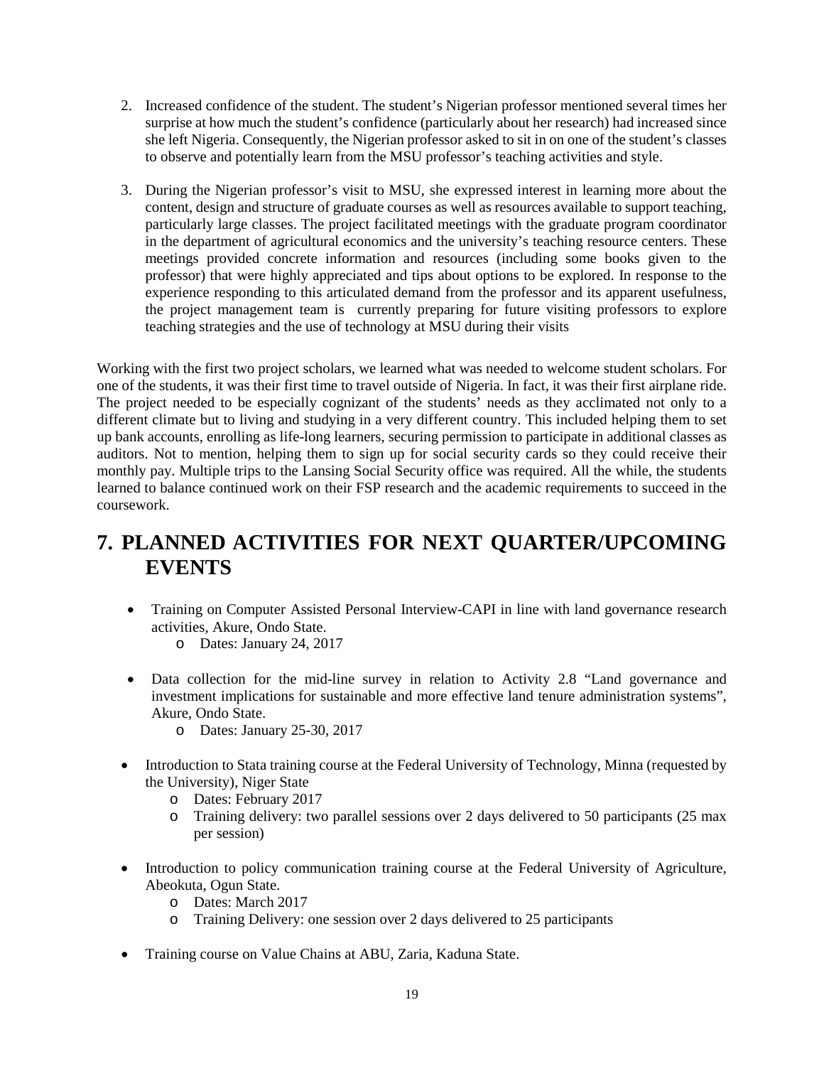2. Increased confidence of the student. The student's Nigerian professor mentioned several times her surprise at how much the student's confidence (particularly about her research) had increased since she left Nigeria. Consequently, the Nigerian professor asked to sit in on one of the student's classes to observe and potentially learn from the MSU professor's teaching activities and style.

3. During the Nigerian professor's visit to MSU, she expressed interest in learning more about the content, design and structure of graduate courses as well as resources available to support teaching, particularly large classes. The project facilitated meetings with the graduate program coordinator in the department of agricultural economics and the university's teaching resource centers. These meetings provided concrete information and resources (including some books given to the professor) that were highly appreciated and tips about options to be explored. In response to the experience responding to this articulated demand from the professor and its apparent usefulness, the project management team is currently preparing for future visiting professors to explore teaching strategies and the use of technology at MSU during their visits

Working with the first two project scholars, we learned what was needed to welcome student scholars. For one of the students, it was their first time to travel outside of Nigeria. In fact, it was their first airplane ride. The project needed to be especially cognizant of the students' needs as they acclimated not only to a different climate but to living and studying in a very different country. This included helping them to set up bank accounts, enrolling as life-long learners, securing permission to participate in additional classes as auditors. Not to mention, helping them to sign up for social security cards so they could receive their monthly pay. Multiple trips to the Lansing Social Security office was required. All the while, the students learned to balance continued work on their FSP research and the academic requirements to succeed in the coursework.

# 7. PLANNED ACTIVITIES FOR NEXT QUARTER/UPCOMING EVENTS

- Training on Computer Assisted Personal Interview-CAPI in line with land governance research activities, Akure, Ondo State.
  - Dates: January 24, 2017

- Data collection for the mid-line survey in relation to Activity 2.8 "Land governance and investment implications for sustainable and more effective land tenure administration systems", Akure, Ondo State.
  - Dates: January 25-30, 2017

- Introduction to Stata training course at the Federal University of Technology, Minna (requested by the University), Niger State
  - Dates: February 2017
  - Training delivery: two parallel sessions over 2 days delivered to 50 participants (25 max per session)

- Introduction to policy communication training course at the Federal University of Agriculture, Abeokuta, Ogun State.
  - Dates: March 2017
  - Training Delivery: one session over 2 days delivered to 25 participants

- Training course on Value Chains at ABU, Zaria, Kaduna State.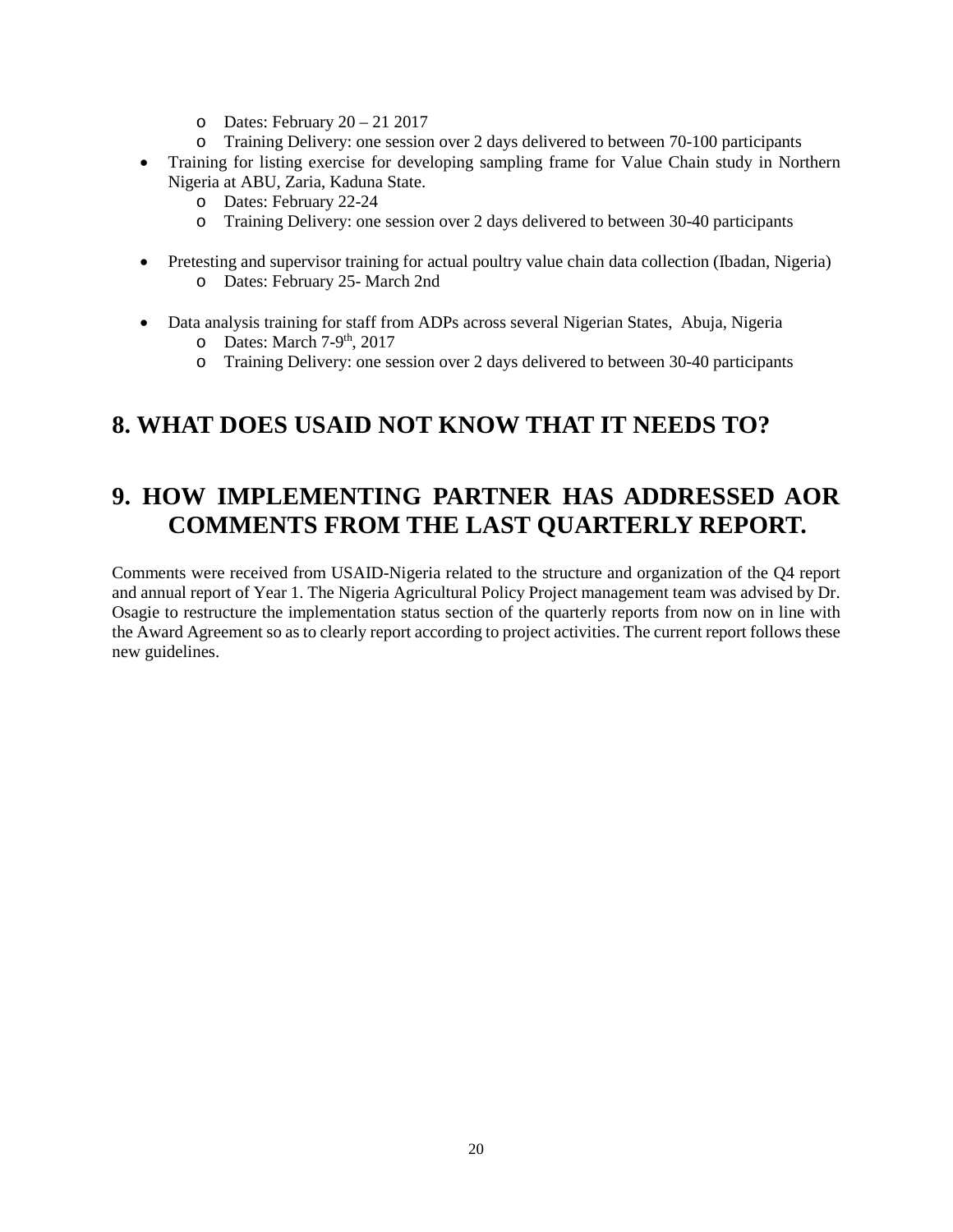- Dates: February 20 – 21 2017
  - Training Delivery: one session over 2 days delivered to between 70-100 participants
- Training for listing exercise for developing sampling frame for Value Chain study in Northern Nigeria at ABU, Zaria, Kaduna State.
  - Dates: February 22-24
  - Training Delivery: one session over 2 days delivered to between 30-40 participants
- Pretesting and supervisor training for actual poultry value chain data collection (Ibadan, Nigeria)
  - Dates: February 25- March 2nd
- Data analysis training for staff from ADPs across several Nigerian States, Abuja, Nigeria
  - Dates: March 7-9th, 2017
  - Training Delivery: one session over 2 days delivered to between 30-40 participants

# 8. WHAT DOES USAID NOT KNOW THAT IT NEEDS TO?

# 9. HOW IMPLEMENTING PARTNER HAS ADDRESSED AOR COMMENTS FROM THE LAST QUARTERLY REPORT.

Comments were received from USAID-Nigeria related to the structure and organization of the Q4 report and annual report of Year 1. The Nigeria Agricultural Policy Project management team was advised by Dr. Osagie to restructure the implementation status section of the quarterly reports from now on in line with the Award Agreement so as to clearly report according to project activities. The current report follows these new guidelines.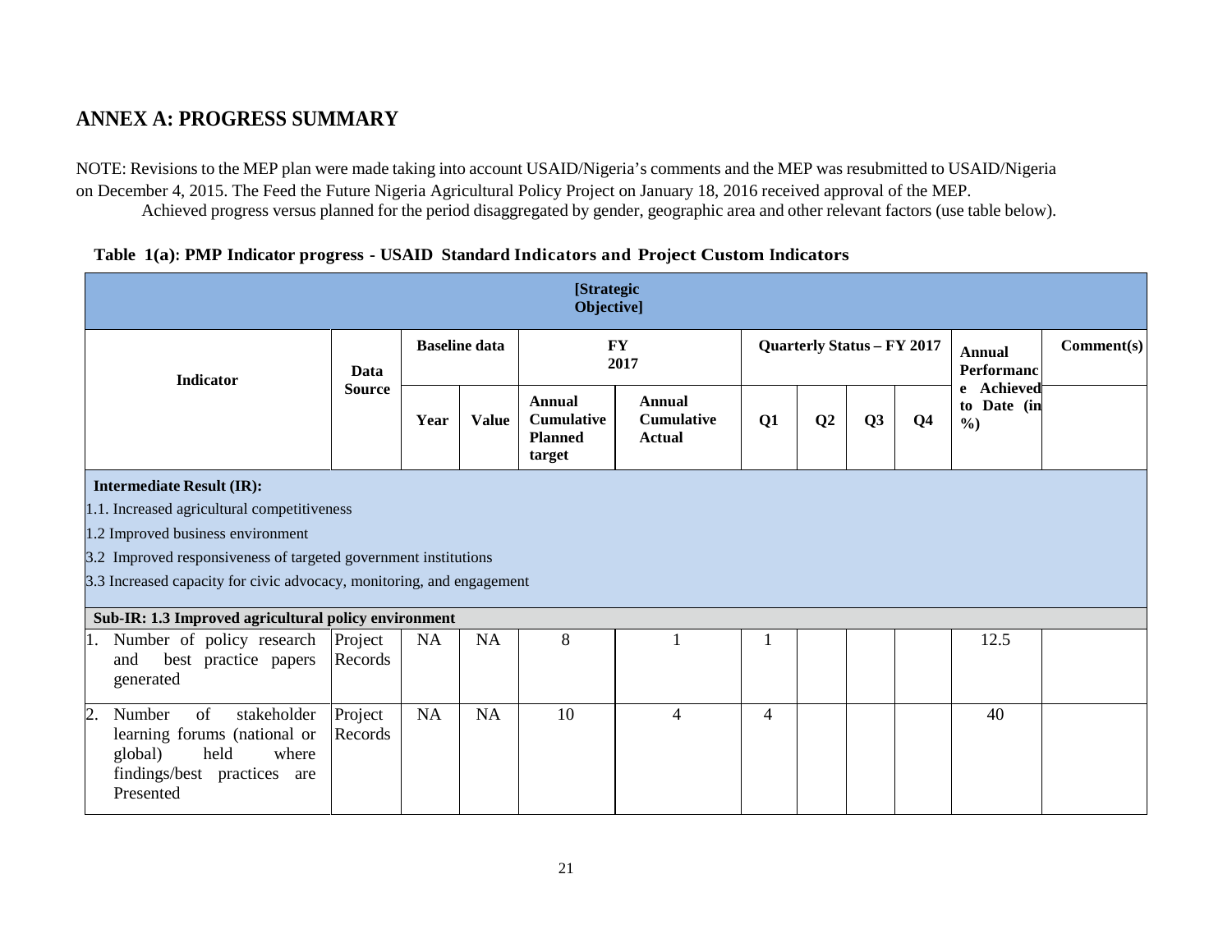## ANNEX A: PROGRESS SUMMARY

NOTE: Revisions to the MEP plan were made taking into account USAID/Nigeria's comments and the MEP was resubmitted to USAID/Nigeria on December 4, 2015. The Feed the Future Nigeria Agricultural Policy Project on January 18, 2016 received approval of the MEP.

Achieved progress versus planned for the period disaggregated by gender, geographic area and other relevant factors (use table below).

**Table 1(a): PMP Indicator progress - USAID Standard Indicators and Project Custom Indicators**

| [Strategic Objective] | | | | | | | | | | | |
|---|---|---|---|---|---|---|---|---|---|---|---|
| Indicator | Data Source | Baseline data | | FY 2017 | | Quarterly Status – FY 2017 | | | | Annual Performance Achieved to Date (in %) | Comment(s) |
| | | Year | Value | Annual Cumulative Planned target | Annual Cumulative Actual | Q1 | Q2 | Q3 | Q4 | | |
| **Intermediate Result (IR):**<br>1.1. Increased agricultural competitiveness<br>1.2 Improved business environment<br>3.2 Improved responsiveness of targeted government institutions<br>3.3 Increased capacity for civic advocacy, monitoring, and engagement | | | | | | | | | | | |
| **Sub-IR: 1.3 Improved agricultural policy environment** | | | | | | | | | | | |
| 1. Number of policy research and best practice papers generated | Project Records | NA | NA | 8 | 1 | 1 | | | | 12.5 | |
| 2. Number of stakeholder learning forums (national or global) held where findings/best practices are Presented | Project Records | NA | NA | 10 | 4 | 4 | | | | 40 | |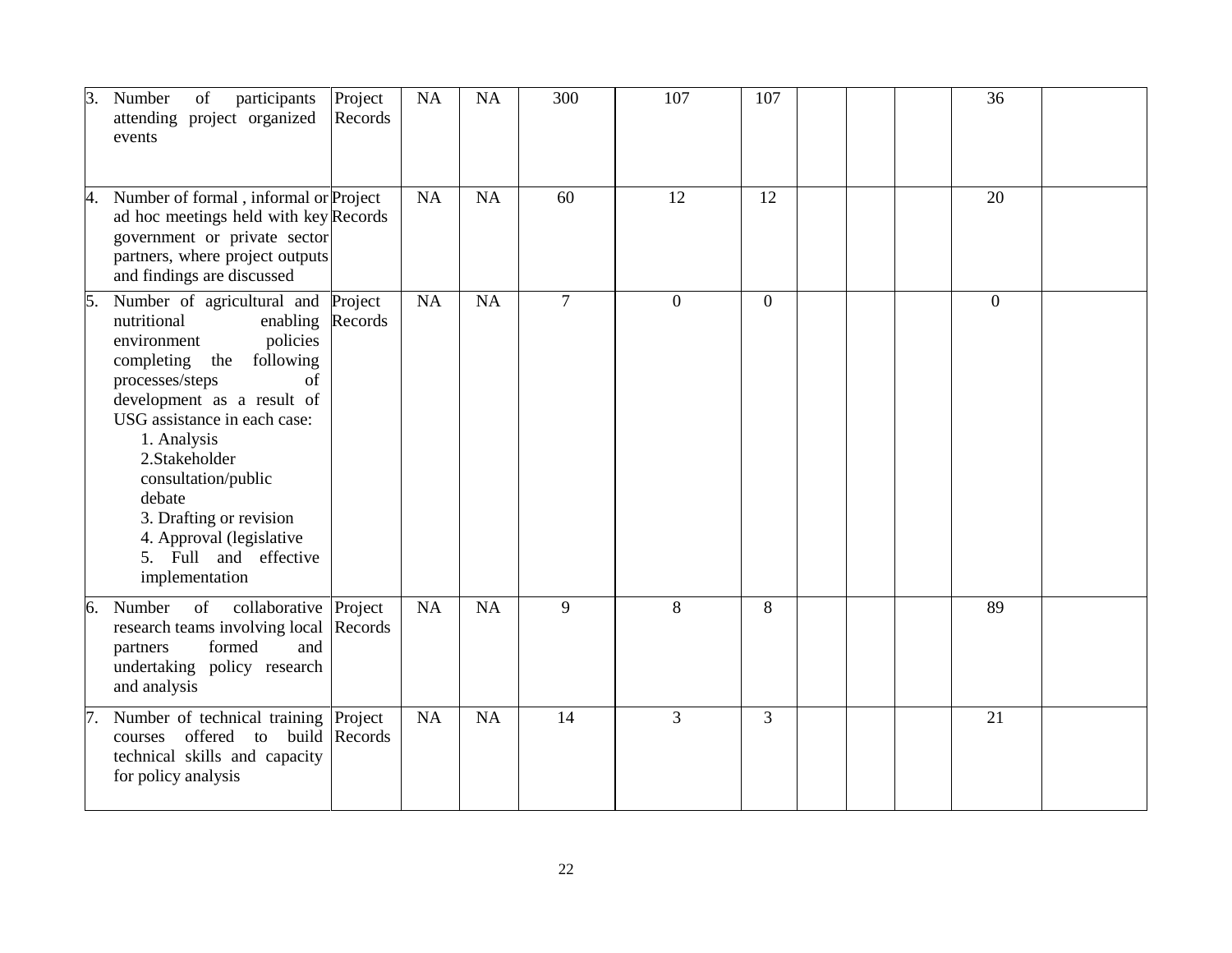| | | | | | | | | | | | |
|---|---|---|---|---|---|---|---|---|---|---|---|
| 3. Number of participants attending project organized events | Project Records | NA | NA | 300 | 107 | 107 | | | | 36 | |
| 4. Number of formal , informal or ad hoc meetings held with key government or private sector partners, where project outputs and findings are discussed | Project Records | NA | NA | 60 | 12 | 12 | | | | 20 | |
| 5. Number of agricultural and nutritional enabling environment policies completing the following processes/steps of development as a result of USG assistance in each case:<br>1. Analysis<br>2.Stakeholder consultation/public debate<br>3. Drafting or revision<br>4. Approval (legislative<br>5. Full and effective implementation | Project Records | NA | NA | 7 | 0 | 0 | | | | 0 | |
| 6. Number of collaborative research teams involving local partners formed and undertaking policy research and analysis | Project Records | NA | NA | 9 | 8 | 8 | | | | 89 | |
| 7. Number of technical training courses offered to build technical skills and capacity for policy analysis | Project Records | NA | NA | 14 | 3 | 3 | | | | 21 | |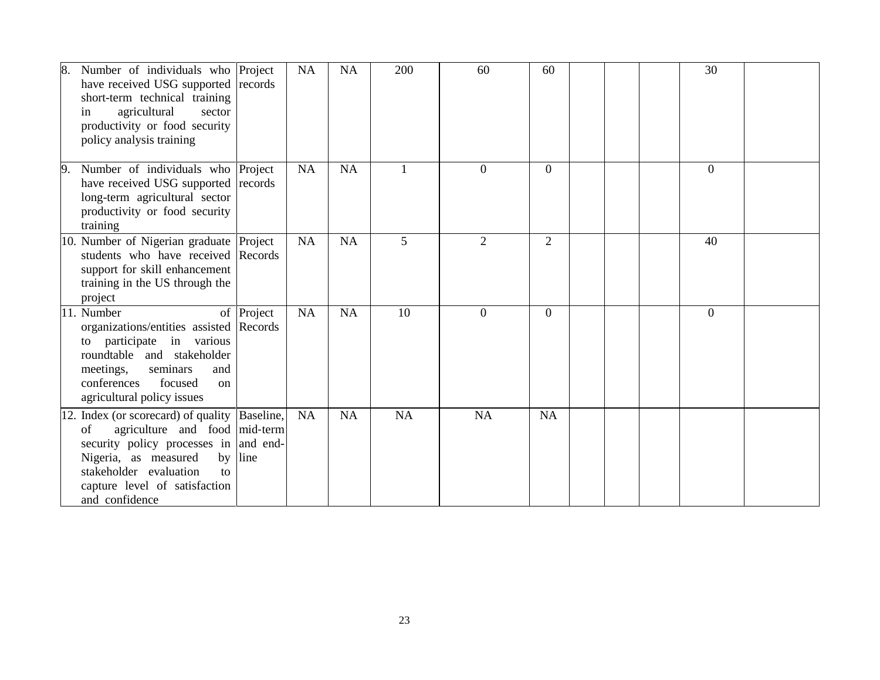| | | | | | | | | | | | |
|---|---|---|---|---|---|---|---|---|---|---|---|
| 8. Number of individuals who have received USG supported short-term technical training in agricultural sector productivity or food security policy analysis training | Project records | NA | NA | 200 | 60 | 60 | | | | 30 | |
| 9. Number of individuals who have received USG supported long-term agricultural sector productivity or food security training | Project records | NA | NA | 1 | 0 | 0 | | | | 0 | |
| 10. Number of Nigerian graduate students who have received support for skill enhancement training in the US through the project | Project Records | NA | NA | 5 | 2 | 2 | | | | 40 | |
| 11. Number of organizations/entities assisted to participate in various roundtable and stakeholder meetings, seminars and conferences focused on agricultural policy issues | Project Records | NA | NA | 10 | 0 | 0 | | | | 0 | |
| 12. Index (or scorecard) of quality of agriculture and food security policy processes in Nigeria, as measured by stakeholder evaluation to capture level of satisfaction and confidence | Baseline, mid-term and end-line | NA | NA | NA | NA | NA | | | | | |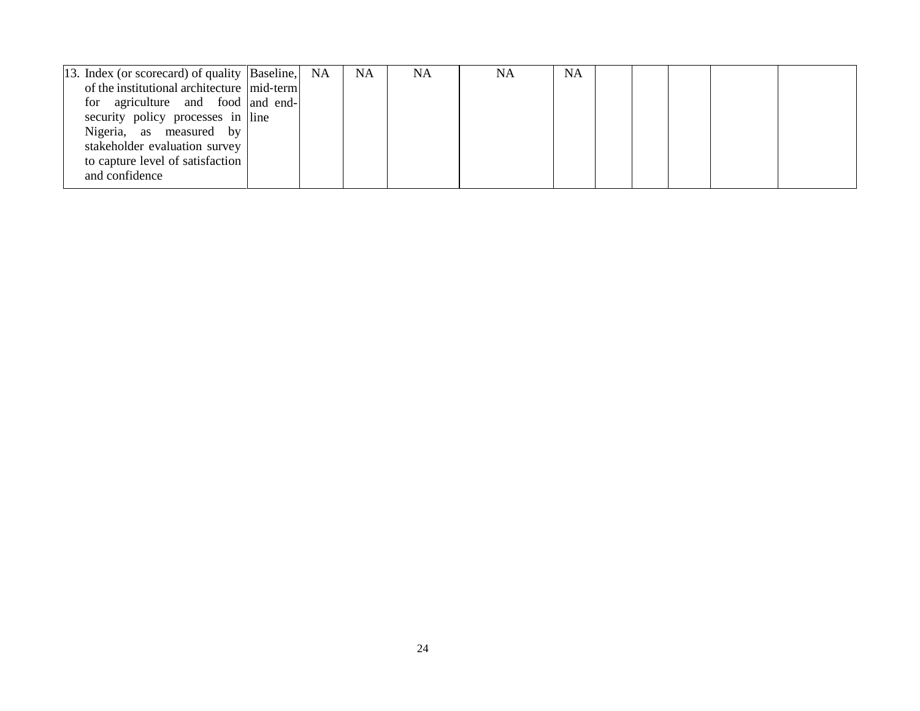| | | | | | | | | | | | |
|---|---|---|---|---|---|---|---|---|---|---|---|
| 13. Index (or scorecard) of quality of the institutional architecture for agriculture and food security policy processes in Nigeria, as measured by stakeholder evaluation survey to capture level of satisfaction and confidence | Baseline, mid-term and end-line | NA | NA | NA | NA | NA | | | | | |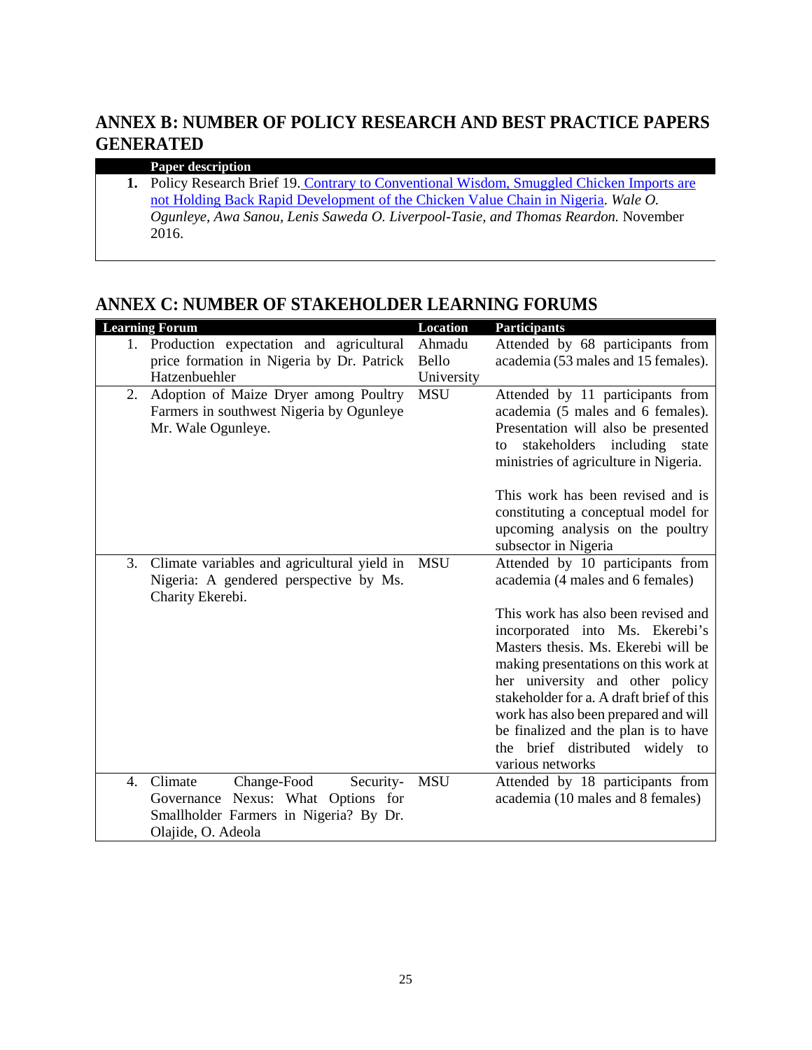## ANNEX B: NUMBER OF POLICY RESEARCH AND BEST PRACTICE PAPERS GENERATED

| Paper description |
|---|
| **1.** Policy Research Brief 19. Contrary to Conventional Wisdom, Smuggled Chicken Imports are not Holding Back Rapid Development of the Chicken Value Chain in Nigeria. *Wale O. Ogunleye, Awa Sanou, Lenis Saweda O. Liverpool-Tasie, and Thomas Reardon.* November 2016. |

## ANNEX C: NUMBER OF STAKEHOLDER LEARNING FORUMS

| Learning Forum | Location | Participants |
|---|---|---|
| 1. Production expectation and agricultural price formation in Nigeria by Dr. Patrick Hatzenbuehler | Ahmadu Bello University | Attended by 68 participants from academia (53 males and 15 females). |
| 2. Adoption of Maize Dryer among Poultry Farmers in southwest Nigeria by Ogunleye Mr. Wale Ogunleye. | MSU | Attended by 11 participants from academia (5 males and 6 females). Presentation will also be presented to stakeholders including state ministries of agriculture in Nigeria.<br><br>This work has been revised and is constituting a conceptual model for upcoming analysis on the poultry subsector in Nigeria |
| 3. Climate variables and agricultural yield in Nigeria: A gendered perspective by Ms. Charity Ekerebi. | MSU | Attended by 10 participants from academia (4 males and 6 females)<br><br>This work has also been revised and incorporated into Ms. Ekerebi's Masters thesis. Ms. Ekerebi will be making presentations on this work at her university and other policy stakeholder for a. A draft brief of this work has also been prepared and will be finalized and the plan is to have the brief distributed widely to various networks |
| 4. Climate Change-Food Security-Governance Nexus: What Options for Smallholder Farmers in Nigeria? By Dr. Olajide, O. Adeola | MSU | Attended by 18 participants from academia (10 males and 8 females) |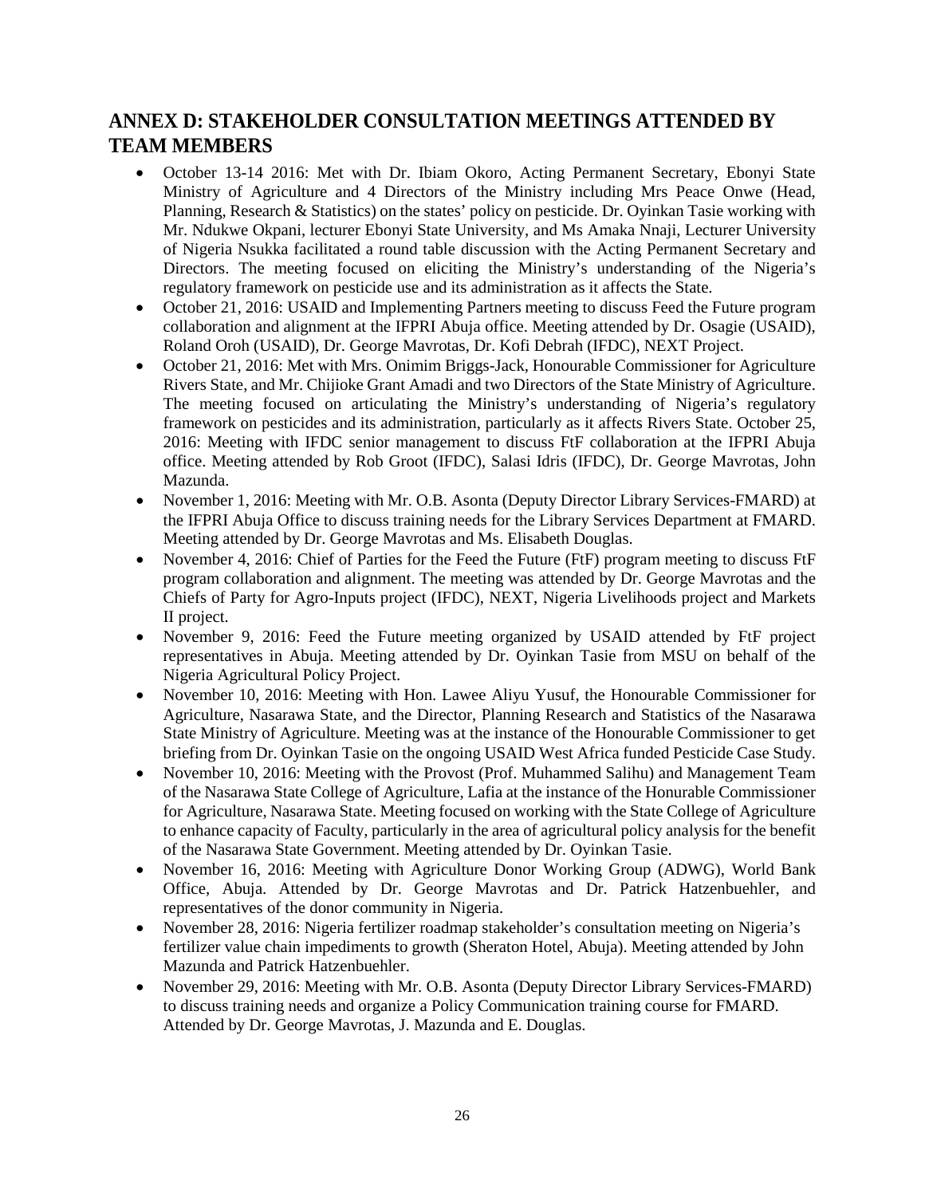## ANNEX D: STAKEHOLDER CONSULTATION MEETINGS ATTENDED BY TEAM MEMBERS

- October 13-14 2016: Met with Dr. Ibiam Okoro, Acting Permanent Secretary, Ebonyi State Ministry of Agriculture and 4 Directors of the Ministry including Mrs Peace Onwe (Head, Planning, Research & Statistics) on the states' policy on pesticide. Dr. Oyinkan Tasie working with Mr. Ndukwe Okpani, lecturer Ebonyi State University, and Ms Amaka Nnaji, Lecturer University of Nigeria Nsukka facilitated a round table discussion with the Acting Permanent Secretary and Directors. The meeting focused on eliciting the Ministry's understanding of the Nigeria's regulatory framework on pesticide use and its administration as it affects the State.
- October 21, 2016: USAID and Implementing Partners meeting to discuss Feed the Future program collaboration and alignment at the IFPRI Abuja office. Meeting attended by Dr. Osagie (USAID), Roland Oroh (USAID), Dr. George Mavrotas, Dr. Kofi Debrah (IFDC), NEXT Project.
- October 21, 2016: Met with Mrs. Onimim Briggs-Jack, Honourable Commissioner for Agriculture Rivers State, and Mr. Chijioke Grant Amadi and two Directors of the State Ministry of Agriculture. The meeting focused on articulating the Ministry's understanding of Nigeria's regulatory framework on pesticides and its administration, particularly as it affects Rivers State. October 25, 2016: Meeting with IFDC senior management to discuss FtF collaboration at the IFPRI Abuja office. Meeting attended by Rob Groot (IFDC), Salasi Idris (IFDC), Dr. George Mavrotas, John Mazunda.
- November 1, 2016: Meeting with Mr. O.B. Asonta (Deputy Director Library Services-FMARD) at the IFPRI Abuja Office to discuss training needs for the Library Services Department at FMARD. Meeting attended by Dr. George Mavrotas and Ms. Elisabeth Douglas.
- November 4, 2016: Chief of Parties for the Feed the Future (FtF) program meeting to discuss FtF program collaboration and alignment. The meeting was attended by Dr. George Mavrotas and the Chiefs of Party for Agro-Inputs project (IFDC), NEXT, Nigeria Livelihoods project and Markets II project.
- November 9, 2016: Feed the Future meeting organized by USAID attended by FtF project representatives in Abuja. Meeting attended by Dr. Oyinkan Tasie from MSU on behalf of the Nigeria Agricultural Policy Project.
- November 10, 2016: Meeting with Hon. Lawee Aliyu Yusuf, the Honourable Commissioner for Agriculture, Nasarawa State, and the Director, Planning Research and Statistics of the Nasarawa State Ministry of Agriculture. Meeting was at the instance of the Honourable Commissioner to get briefing from Dr. Oyinkan Tasie on the ongoing USAID West Africa funded Pesticide Case Study.
- November 10, 2016: Meeting with the Provost (Prof. Muhammed Salihu) and Management Team of the Nasarawa State College of Agriculture, Lafia at the instance of the Honurable Commissioner for Agriculture, Nasarawa State. Meeting focused on working with the State College of Agriculture to enhance capacity of Faculty, particularly in the area of agricultural policy analysis for the benefit of the Nasarawa State Government. Meeting attended by Dr. Oyinkan Tasie.
- November 16, 2016: Meeting with Agriculture Donor Working Group (ADWG), World Bank Office, Abuja. Attended by Dr. George Mavrotas and Dr. Patrick Hatzenbuehler, and representatives of the donor community in Nigeria.
- November 28, 2016: Nigeria fertilizer roadmap stakeholder's consultation meeting on Nigeria's fertilizer value chain impediments to growth (Sheraton Hotel, Abuja). Meeting attended by John Mazunda and Patrick Hatzenbuehler.
- November 29, 2016: Meeting with Mr. O.B. Asonta (Deputy Director Library Services-FMARD) to discuss training needs and organize a Policy Communication training course for FMARD. Attended by Dr. George Mavrotas, J. Mazunda and E. Douglas.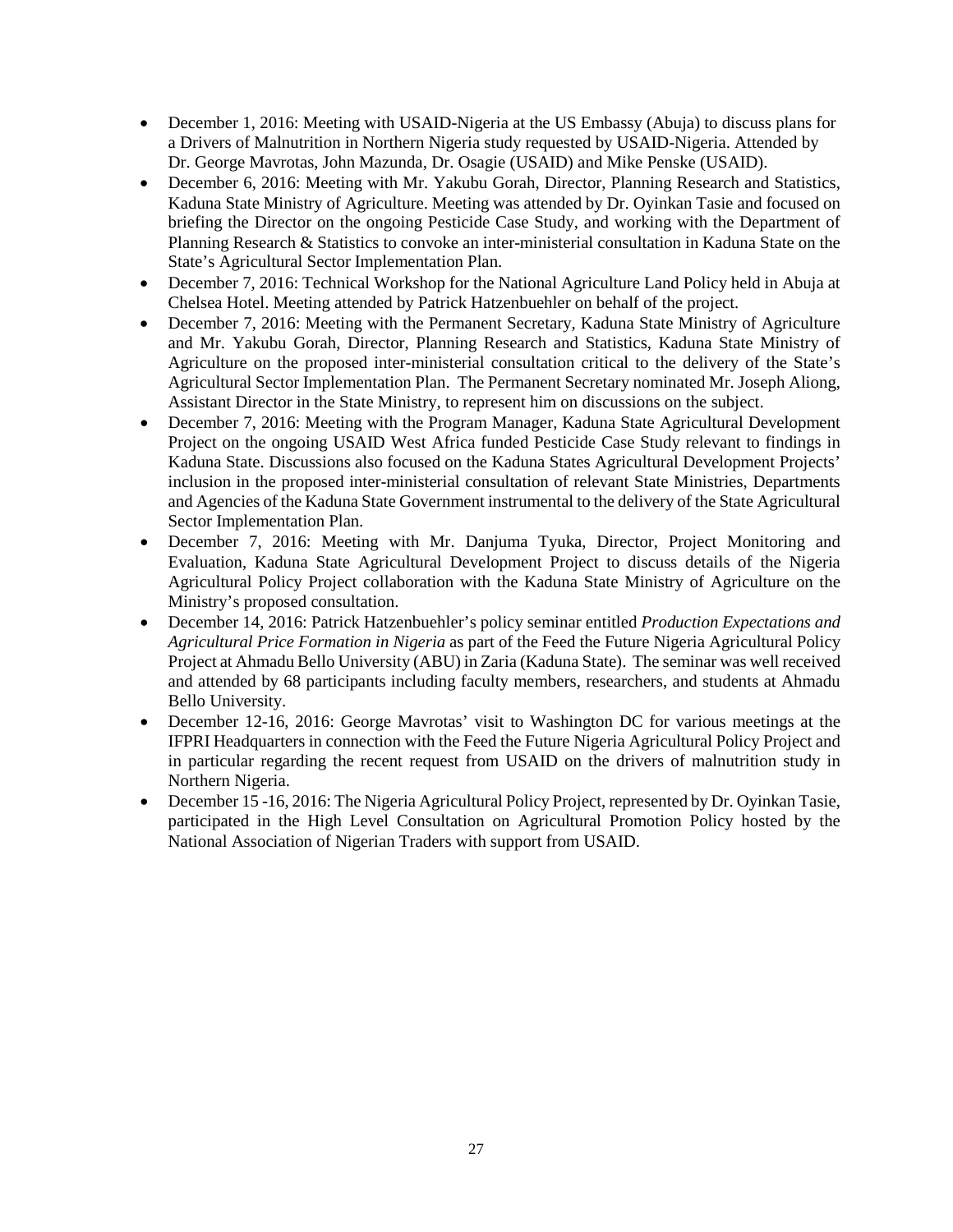- December 1, 2016: Meeting with USAID-Nigeria at the US Embassy (Abuja) to discuss plans for a Drivers of Malnutrition in Northern Nigeria study requested by USAID-Nigeria. Attended by Dr. George Mavrotas, John Mazunda, Dr. Osagie (USAID) and Mike Penske (USAID).
- December 6, 2016: Meeting with Mr. Yakubu Gorah, Director, Planning Research and Statistics, Kaduna State Ministry of Agriculture. Meeting was attended by Dr. Oyinkan Tasie and focused on briefing the Director on the ongoing Pesticide Case Study, and working with the Department of Planning Research & Statistics to convoke an inter-ministerial consultation in Kaduna State on the State's Agricultural Sector Implementation Plan.
- December 7, 2016: Technical Workshop for the National Agriculture Land Policy held in Abuja at Chelsea Hotel. Meeting attended by Patrick Hatzenbuehler on behalf of the project.
- December 7, 2016: Meeting with the Permanent Secretary, Kaduna State Ministry of Agriculture and Mr. Yakubu Gorah, Director, Planning Research and Statistics, Kaduna State Ministry of Agriculture on the proposed inter-ministerial consultation critical to the delivery of the State's Agricultural Sector Implementation Plan. The Permanent Secretary nominated Mr. Joseph Aliong, Assistant Director in the State Ministry, to represent him on discussions on the subject.
- December 7, 2016: Meeting with the Program Manager, Kaduna State Agricultural Development Project on the ongoing USAID West Africa funded Pesticide Case Study relevant to findings in Kaduna State. Discussions also focused on the Kaduna States Agricultural Development Projects' inclusion in the proposed inter-ministerial consultation of relevant State Ministries, Departments and Agencies of the Kaduna State Government instrumental to the delivery of the State Agricultural Sector Implementation Plan.
- December 7, 2016: Meeting with Mr. Danjuma Tyuka, Director, Project Monitoring and Evaluation, Kaduna State Agricultural Development Project to discuss details of the Nigeria Agricultural Policy Project collaboration with the Kaduna State Ministry of Agriculture on the Ministry's proposed consultation.
- December 14, 2016: Patrick Hatzenbuehler's policy seminar entitled *Production Expectations and Agricultural Price Formation in Nigeria* as part of the Feed the Future Nigeria Agricultural Policy Project at Ahmadu Bello University (ABU) in Zaria (Kaduna State). The seminar was well received and attended by 68 participants including faculty members, researchers, and students at Ahmadu Bello University.
- December 12-16, 2016: George Mavrotas' visit to Washington DC for various meetings at the IFPRI Headquarters in connection with the Feed the Future Nigeria Agricultural Policy Project and in particular regarding the recent request from USAID on the drivers of malnutrition study in Northern Nigeria.
- December 15 -16, 2016: The Nigeria Agricultural Policy Project, represented by Dr. Oyinkan Tasie, participated in the High Level Consultation on Agricultural Promotion Policy hosted by the National Association of Nigerian Traders with support from USAID.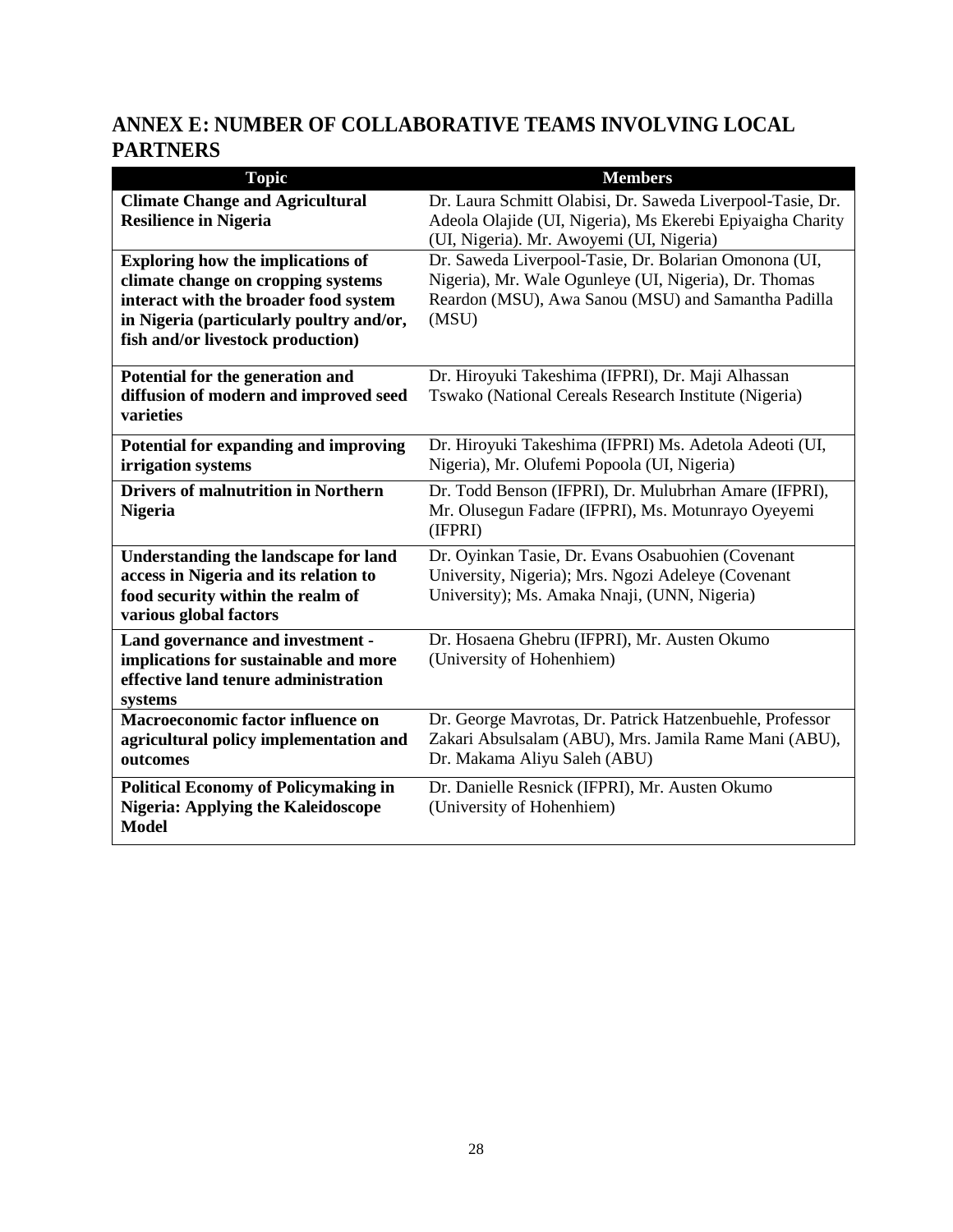## ANNEX E: NUMBER OF COLLABORATIVE TEAMS INVOLVING LOCAL PARTNERS

| Topic | Members |
|---|---|
| **Climate Change and Agricultural Resilience in Nigeria** | Dr. Laura Schmitt Olabisi, Dr. Saweda Liverpool-Tasie, Dr. Adeola Olajide (UI, Nigeria), Ms Ekerebi Epiyaigha Charity (UI, Nigeria). Mr. Awoyemi (UI, Nigeria) |
| **Exploring how the implications of climate change on cropping systems interact with the broader food system in Nigeria (particularly poultry and/or, fish and/or livestock production)** | Dr. Saweda Liverpool-Tasie, Dr. Bolarian Omonona (UI, Nigeria), Mr. Wale Ogunleye (UI, Nigeria), Dr. Thomas Reardon (MSU), Awa Sanou (MSU) and Samantha Padilla (MSU) |
| **Potential for the generation and diffusion of modern and improved seed varieties** | Dr. Hiroyuki Takeshima (IFPRI), Dr. Maji Alhassan Tswako (National Cereals Research Institute (Nigeria) |
| **Potential for expanding and improving irrigation systems** | Dr. Hiroyuki Takeshima (IFPRI) Ms. Adetola Adeoti (UI, Nigeria), Mr. Olufemi Popoola (UI, Nigeria) |
| **Drivers of malnutrition in Northern Nigeria** | Dr. Todd Benson (IFPRI), Dr. Mulubrhan Amare (IFPRI), Mr. Olusegun Fadare (IFPRI), Ms. Motunrayo Oyeyemi (IFPRI) |
| **Understanding the landscape for land access in Nigeria and its relation to food security within the realm of various global factors** | Dr. Oyinkan Tasie, Dr. Evans Osabuohien (Covenant University, Nigeria); Mrs. Ngozi Adeleye (Covenant University); Ms. Amaka Nnaji, (UNN, Nigeria) |
| **Land governance and investment - implications for sustainable and more effective land tenure administration systems** | Dr. Hosaena Ghebru (IFPRI), Mr. Austen Okumo (University of Hohenhiem) |
| **Macroeconomic factor influence on agricultural policy implementation and outcomes** | Dr. George Mavrotas, Dr. Patrick Hatzenbuehle, Professor Zakari Absulsalam (ABU), Mrs. Jamila Rame Mani (ABU), Dr. Makama Aliyu Saleh (ABU) |
| **Political Economy of Policymaking in Nigeria: Applying the Kaleidoscope Model** | Dr. Danielle Resnick (IFPRI), Mr. Austen Okumo (University of Hohenhiem) |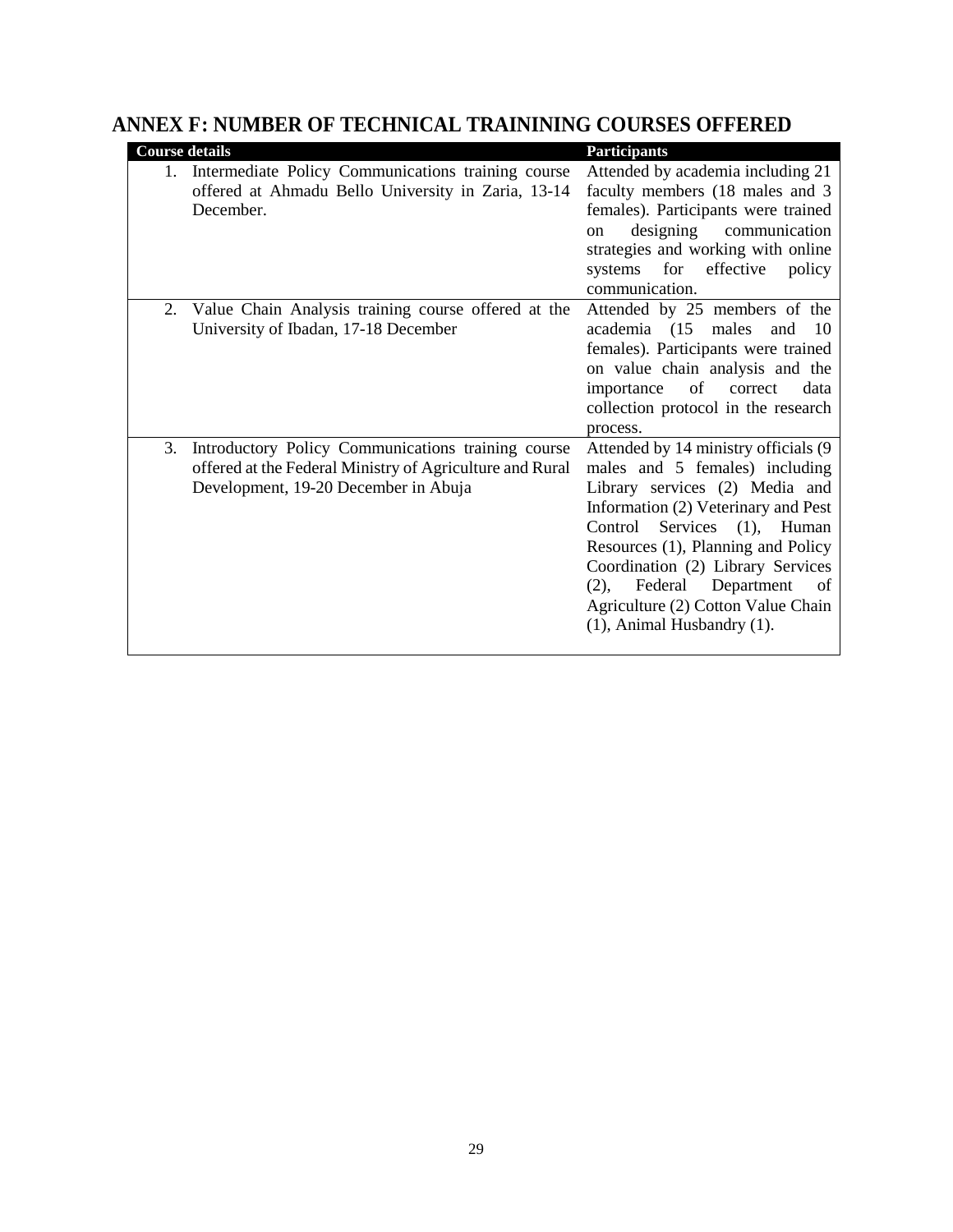# ANNEX F: NUMBER OF TECHNICAL TRAININING COURSES OFFERED

| Course details | Participants |
|---|---|
| 1. Intermediate Policy Communications training course offered at Ahmadu Bello University in Zaria, 13-14 December. | Attended by academia including 21 faculty members (18 males and 3 females). Participants were trained on designing communication strategies and working with online systems for effective policy communication. |
| 2. Value Chain Analysis training course offered at the University of Ibadan, 17-18 December | Attended by 25 members of the academia (15 males and 10 females). Participants were trained on value chain analysis and the importance of correct data collection protocol in the research process. |
| 3. Introductory Policy Communications training course offered at the Federal Ministry of Agriculture and Rural Development, 19-20 December in Abuja | Attended by 14 ministry officials (9 males and 5 females) including Library services (2) Media and Information (2) Veterinary and Pest Control Services (1), Human Resources (1), Planning and Policy Coordination (2) Library Services (2), Federal Department of Agriculture (2) Cotton Value Chain (1), Animal Husbandry (1). |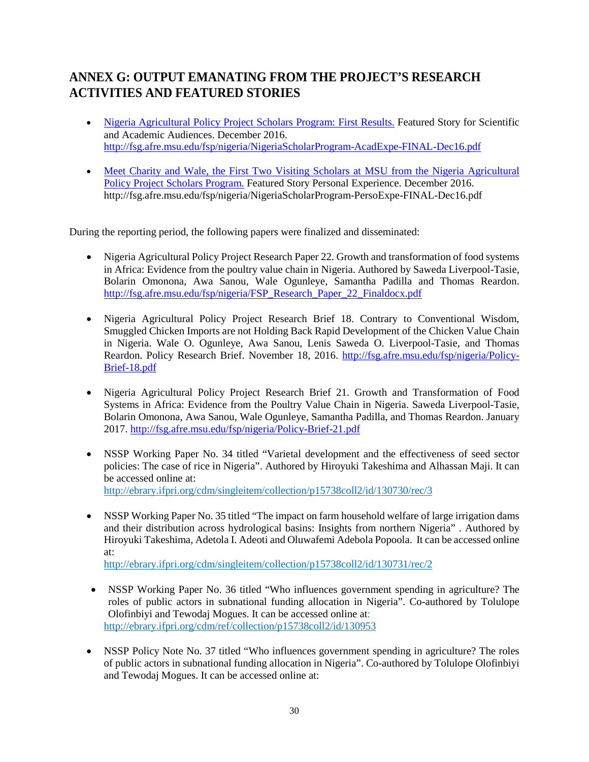# ANNEX G: OUTPUT EMANATING FROM THE PROJECT'S RESEARCH ACTIVITIES AND FEATURED STORIES

- Nigeria Agricultural Policy Project Scholars Program: First Results. Featured Story for Scientific and Academic Audiences. December 2016. http://fsg.afre.msu.edu/fsp/nigeria/NigeriaScholarProgram-AcadExpe-FINAL-Dec16.pdf

- Meet Charity and Wale, the First Two Visiting Scholars at MSU from the Nigeria Agricultural Policy Project Scholars Program. Featured Story Personal Experience. December 2016. http://fsg.afre.msu.edu/fsp/nigeria/NigeriaScholarProgram-PersoExpe-FINAL-Dec16.pdf

During the reporting period, the following papers were finalized and disseminated:

- Nigeria Agricultural Policy Project Research Paper 22. Growth and transformation of food systems in Africa: Evidence from the poultry value chain in Nigeria. Authored by Saweda Liverpool-Tasie, Bolarin Omonona, Awa Sanou, Wale Ogunleye, Samantha Padilla and Thomas Reardon. http://fsg.afre.msu.edu/fsp/nigeria/FSP_Research_Paper_22_Finaldocx.pdf

- Nigeria Agricultural Policy Project Research Brief 18. Contrary to Conventional Wisdom, Smuggled Chicken Imports are not Holding Back Rapid Development of the Chicken Value Chain in Nigeria. Wale O. Ogunleye, Awa Sanou, Lenis Saweda O. Liverpool-Tasie, and Thomas Reardon. Policy Research Brief. November 18, 2016. http://fsg.afre.msu.edu/fsp/nigeria/Policy-Brief-18.pdf

- Nigeria Agricultural Policy Project Research Brief 21. Growth and Transformation of Food Systems in Africa: Evidence from the Poultry Value Chain in Nigeria. Saweda Liverpool-Tasie, Bolarin Omonona, Awa Sanou, Wale Ogunleye, Samantha Padilla, and Thomas Reardon. January 2017. http://fsg.afre.msu.edu/fsp/nigeria/Policy-Brief-21.pdf

- NSSP Working Paper No. 34 titled "Varietal development and the effectiveness of seed sector policies: The case of rice in Nigeria". Authored by Hiroyuki Takeshima and Alhassan Maji. It can be accessed online at: http://ebrary.ifpri.org/cdm/singleitem/collection/p15738coll2/id/130730/rec/3

- NSSP Working Paper No. 35 titled "The impact on farm household welfare of large irrigation dams and their distribution across hydrological basins: Insights from northern Nigeria" . Authored by Hiroyuki Takeshima, Adetola I. Adeoti and Oluwafemi Adebola Popoola. It can be accessed online at: http://ebrary.ifpri.org/cdm/singleitem/collection/p15738coll2/id/130731/rec/2

- NSSP Working Paper No. 36 titled "Who influences government spending in agriculture? The roles of public actors in subnational funding allocation in Nigeria". Co-authored by Tolulope Olofinbiyi and Tewodaj Mogues. It can be accessed online at: http://ebrary.ifpri.org/cdm/ref/collection/p15738coll2/id/130953

- NSSP Policy Note No. 37 titled "Who influences government spending in agriculture? The roles of public actors in subnational funding allocation in Nigeria". Co-authored by Tolulope Olofinbiyi and Tewodaj Mogues. It can be accessed online at: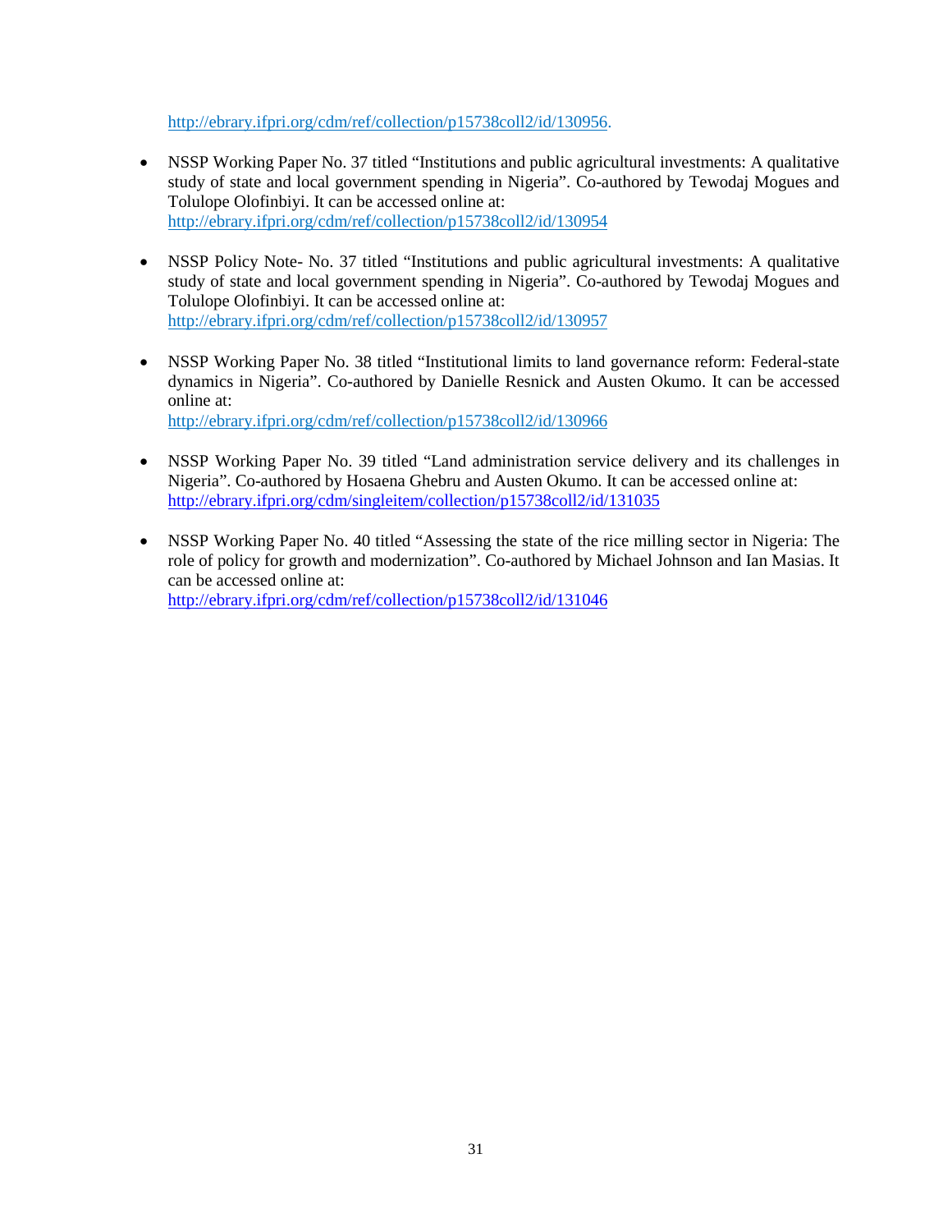http://ebrary.ifpri.org/cdm/ref/collection/p15738coll2/id/130956.

- NSSP Working Paper No. 37 titled "Institutions and public agricultural investments: A qualitative study of state and local government spending in Nigeria". Co-authored by Tewodaj Mogues and Tolulope Olofinbiyi. It can be accessed online at: http://ebrary.ifpri.org/cdm/ref/collection/p15738coll2/id/130954

- NSSP Policy Note- No. 37 titled "Institutions and public agricultural investments: A qualitative study of state and local government spending in Nigeria". Co-authored by Tewodaj Mogues and Tolulope Olofinbiyi. It can be accessed online at: http://ebrary.ifpri.org/cdm/ref/collection/p15738coll2/id/130957

- NSSP Working Paper No. 38 titled "Institutional limits to land governance reform: Federal-state dynamics in Nigeria". Co-authored by Danielle Resnick and Austen Okumo. It can be accessed online at: http://ebrary.ifpri.org/cdm/ref/collection/p15738coll2/id/130966

- NSSP Working Paper No. 39 titled "Land administration service delivery and its challenges in Nigeria". Co-authored by Hosaena Ghebru and Austen Okumo. It can be accessed online at: http://ebrary.ifpri.org/cdm/singleitem/collection/p15738coll2/id/131035

- NSSP Working Paper No. 40 titled "Assessing the state of the rice milling sector in Nigeria: The role of policy for growth and modernization". Co-authored by Michael Johnson and Ian Masias. It can be accessed online at: http://ebrary.ifpri.org/cdm/ref/collection/p15738coll2/id/131046